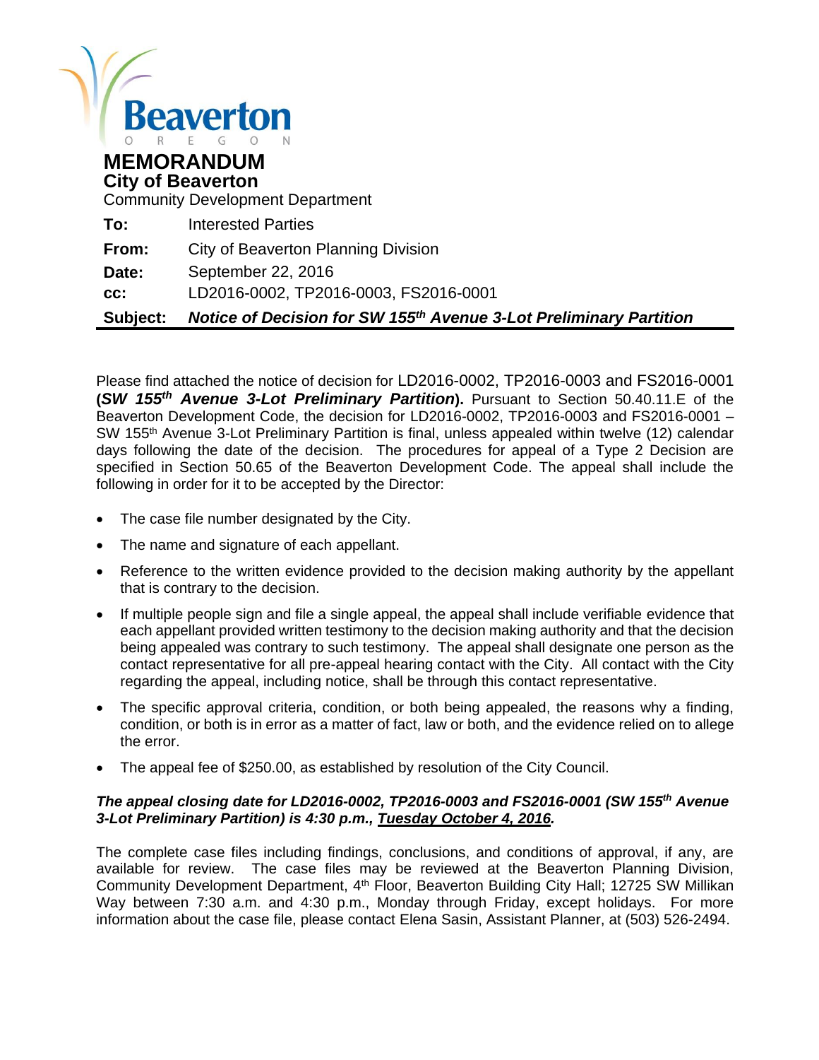Beaverton
O R E G O N

# MEMORANDUM

## City of Beaverton

Community Development Department

| | |
|---|---|
| **To:** | Interested Parties |
| **From:** | City of Beaverton Planning Division |
| **Date:** | September 22, 2016 |
| **cc:** | LD2016-0002, TP2016-0003, FS2016-0001 |
| **Subject:** | ***Notice of Decision for SW 155th Avenue 3-Lot Preliminary Partition*** |

Please find attached the notice of decision for LD2016-0002, TP2016-0003 and FS2016-0001 (***SW 155th Avenue 3-Lot Preliminary Partition***). Pursuant to Section 50.40.11.E of the Beaverton Development Code, the decision for LD2016-0002, TP2016-0003 and FS2016-0001 – SW 155th Avenue 3-Lot Preliminary Partition is final, unless appealed within twelve (12) calendar days following the date of the decision. The procedures for appeal of a Type 2 Decision are specified in Section 50.65 of the Beaverton Development Code. The appeal shall include the following in order for it to be accepted by the Director:

- The case file number designated by the City.
- The name and signature of each appellant.
- Reference to the written evidence provided to the decision making authority by the appellant that is contrary to the decision.
- If multiple people sign and file a single appeal, the appeal shall include verifiable evidence that each appellant provided written testimony to the decision making authority and that the decision being appealed was contrary to such testimony. The appeal shall designate one person as the contact representative for all pre-appeal hearing contact with the City. All contact with the City regarding the appeal, including notice, shall be through this contact representative.
- The specific approval criteria, condition, or both being appealed, the reasons why a finding, condition, or both is in error as a matter of fact, law or both, and the evidence relied on to allege the error.
- The appeal fee of $250.00, as established by resolution of the City Council.

***The appeal closing date for LD2016-0002, TP2016-0003 and FS2016-0001 (SW 155th Avenue 3-Lot Preliminary Partition) is 4:30 p.m., <u>Tuesday October 4, 2016</u>.***

The complete case files including findings, conclusions, and conditions of approval, if any, are available for review. The case files may be reviewed at the Beaverton Planning Division, Community Development Department, 4th Floor, Beaverton Building City Hall; 12725 SW Millikan Way between 7:30 a.m. and 4:30 p.m., Monday through Friday, except holidays. For more information about the case file, please contact Elena Sasin, Assistant Planner, at (503) 526-2494.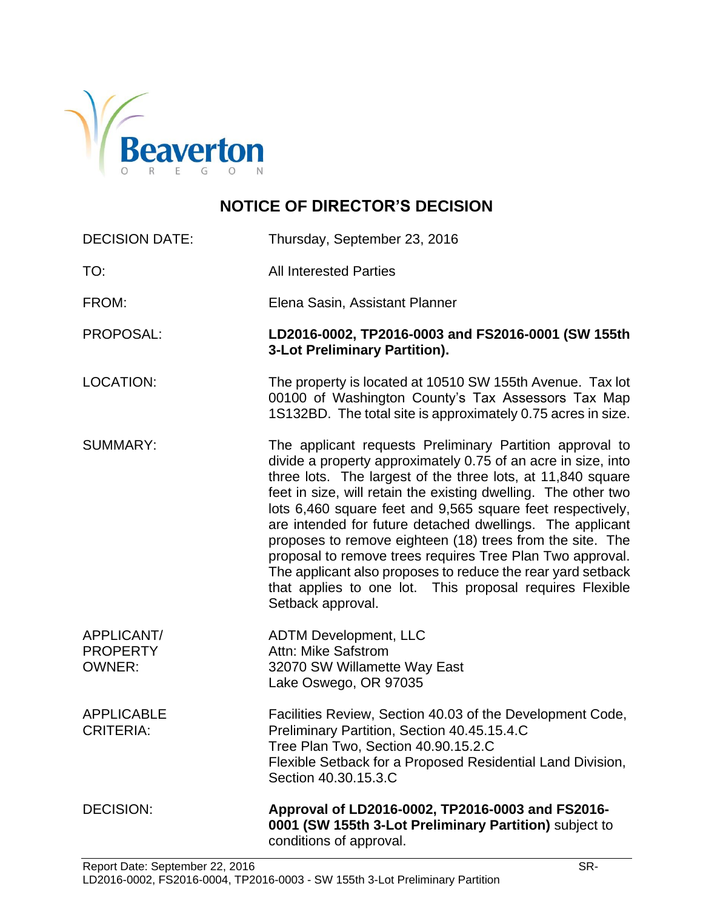# NOTICE OF DIRECTOR'S DECISION

| | |
|---|---|
| DECISION DATE: | Thursday, September 23, 2016 |
| TO: | All Interested Parties |
| FROM: | Elena Sasin, Assistant Planner |
| PROPOSAL: | **LD2016-0002, TP2016-0003 and FS2016-0001 (SW 155th 3-Lot Preliminary Partition).** |
| LOCATION: | The property is located at 10510 SW 155th Avenue. Tax lot 00100 of Washington County's Tax Assessors Tax Map 1S132BD. The total site is approximately 0.75 acres in size. |
| SUMMARY: | The applicant requests Preliminary Partition approval to divide a property approximately 0.75 of an acre in size, into three lots. The largest of the three lots, at 11,840 square feet in size, will retain the existing dwelling. The other two lots 6,460 square feet and 9,565 square feet respectively, are intended for future detached dwellings. The applicant proposes to remove eighteen (18) trees from the site. The proposal to remove trees requires Tree Plan Two approval. The applicant also proposes to reduce the rear yard setback that applies to one lot. This proposal requires Flexible Setback approval. |
| APPLICANT/ PROPERTY OWNER: | ADTM Development, LLC<br>Attn: Mike Safstrom<br>32070 SW Willamette Way East<br>Lake Oswego, OR 97035 |
| APPLICABLE CRITERIA: | Facilities Review, Section 40.03 of the Development Code,<br>Preliminary Partition, Section 40.45.15.4.C<br>Tree Plan Two, Section 40.90.15.2.C<br>Flexible Setback for a Proposed Residential Land Division, Section 40.30.15.3.C |
| DECISION: | **Approval of LD2016-0002, TP2016-0003 and FS2016-0001 (SW 155th 3-Lot Preliminary Partition)** subject to conditions of approval. |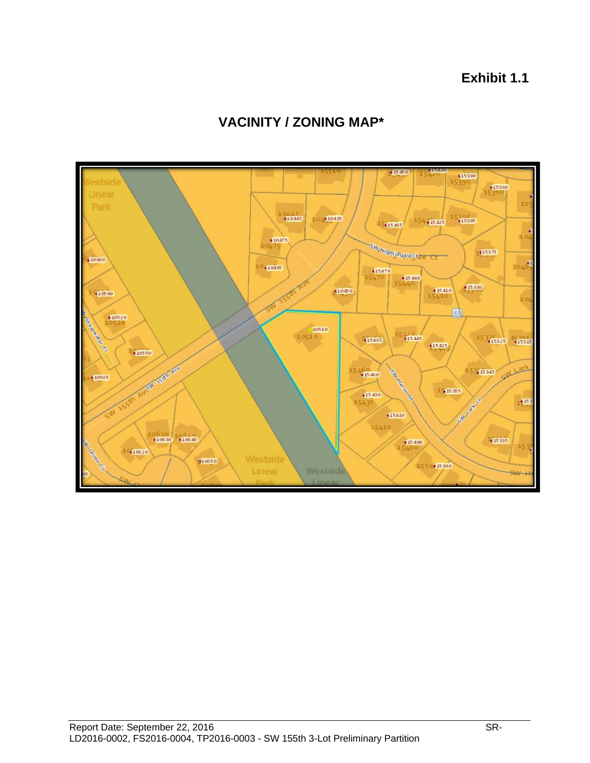**Exhibit 1.1**

## VACINITY / ZONING MAP*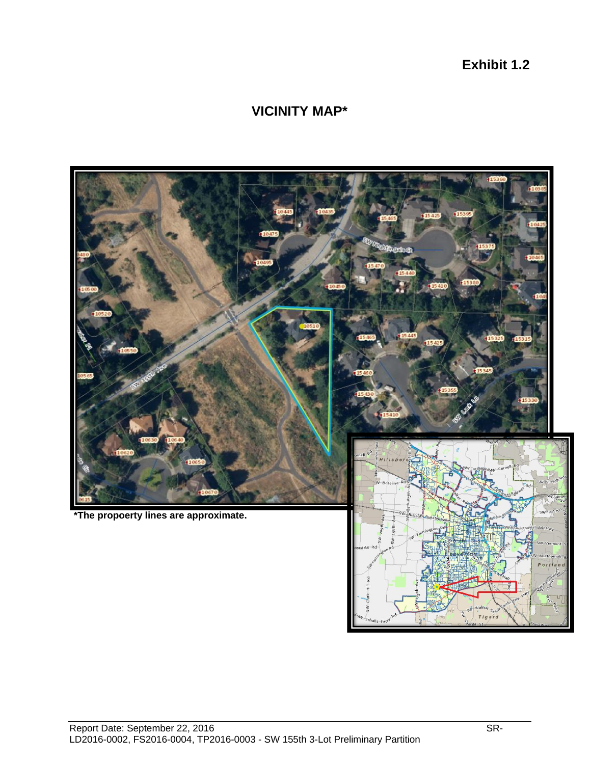**Exhibit 1.2**

# VICINITY MAP*

*The propoerty lines are approximate.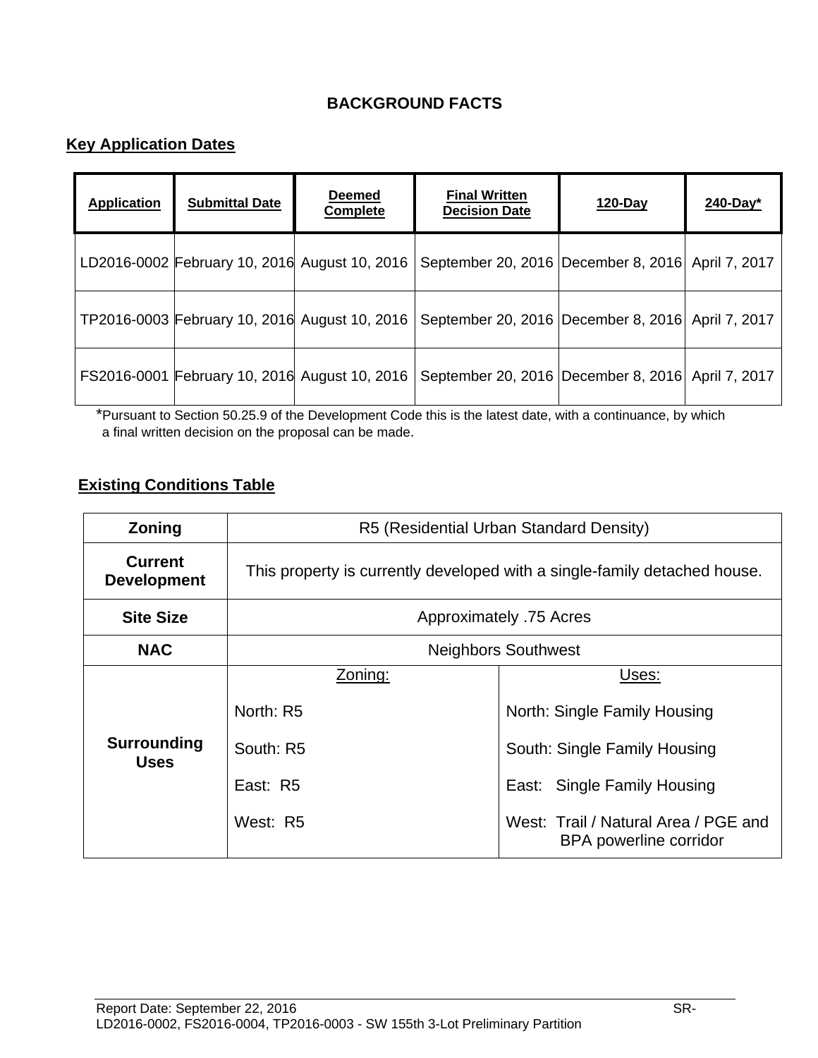# BACKGROUND FACTS

## Key Application Dates

| Application | Submittal Date | Deemed Complete | Final Written Decision Date | 120-Day | 240-Day* |
|---|---|---|---|---|---|
| LD2016-0002 | February 10, 2016 | August 10, 2016 | September 20, 2016 | December 8, 2016 | April 7, 2017 |
| TP2016-0003 | February 10, 2016 | August 10, 2016 | September 20, 2016 | December 8, 2016 | April 7, 2017 |
| FS2016-0001 | February 10, 2016 | August 10, 2016 | September 20, 2016 | December 8, 2016 | April 7, 2017 |

*Pursuant to Section 50.25.9 of the Development Code this is the latest date, with a continuance, by which a final written decision on the proposal can be made.

## Existing Conditions Table

| **Zoning** | R5 (Residential Urban Standard Density) | |
|---|---|---|
| **Current Development** | This property is currently developed with a single-family detached house. | |
| **Site Size** | Approximately .75 Acres | |
| **NAC** | Neighbors Southwest | |
| **Surrounding Uses** | Zoning: | Uses: |
| | North: R5 | North: Single Family Housing |
| | South: R5 | South: Single Family Housing |
| | East: R5 | East: Single Family Housing |
| | West: R5 | West: Trail / Natural Area / PGE and BPA powerline corridor |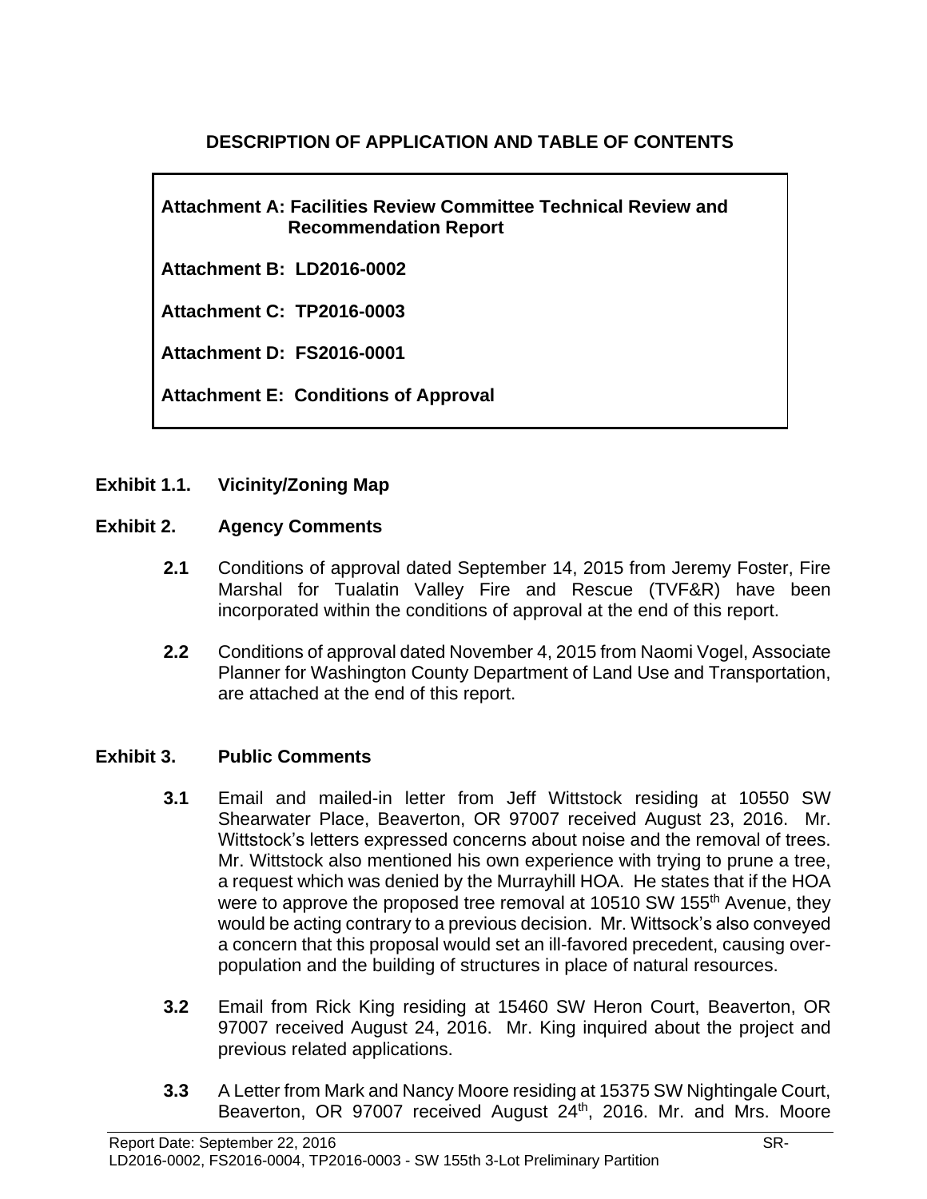## DESCRIPTION OF APPLICATION AND TABLE OF CONTENTS

**Attachment A: Facilities Review Committee Technical Review and Recommendation Report**

**Attachment B: LD2016-0002**

**Attachment C: TP2016-0003**

**Attachment D: FS2016-0001**

**Attachment E: Conditions of Approval**

**Exhibit 1.1. Vicinity/Zoning Map**

**Exhibit 2. Agency Comments**

**2.1** Conditions of approval dated September 14, 2015 from Jeremy Foster, Fire Marshal for Tualatin Valley Fire and Rescue (TVF&R) have been incorporated within the conditions of approval at the end of this report.

**2.2** Conditions of approval dated November 4, 2015 from Naomi Vogel, Associate Planner for Washington County Department of Land Use and Transportation, are attached at the end of this report.

**Exhibit 3. Public Comments**

**3.1** Email and mailed-in letter from Jeff Wittstock residing at 10550 SW Shearwater Place, Beaverton, OR 97007 received August 23, 2016. Mr. Wittstock's letters expressed concerns about noise and the removal of trees. Mr. Wittstock also mentioned his own experience with trying to prune a tree, a request which was denied by the Murrayhill HOA. He states that if the HOA were to approve the proposed tree removal at 10510 SW 155th Avenue, they would be acting contrary to a previous decision. Mr. Wittsock's also conveyed a concern that this proposal would set an ill-favored precedent, causing over-population and the building of structures in place of natural resources.

**3.2** Email from Rick King residing at 15460 SW Heron Court, Beaverton, OR 97007 received August 24, 2016. Mr. King inquired about the project and previous related applications.

**3.3** A Letter from Mark and Nancy Moore residing at 15375 SW Nightingale Court, Beaverton, OR 97007 received August 24th, 2016. Mr. and Mrs. Moore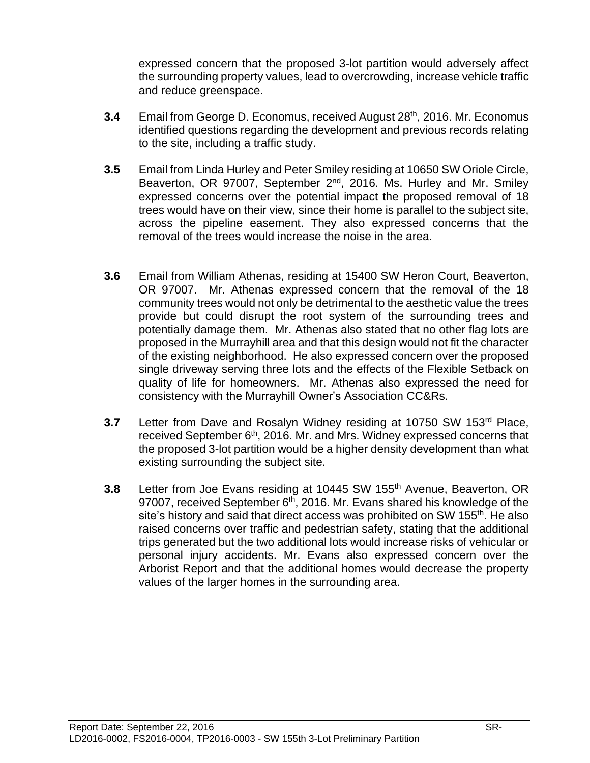expressed concern that the proposed 3-lot partition would adversely affect the surrounding property values, lead to overcrowding, increase vehicle traffic and reduce greenspace.

**3.4** Email from George D. Economus, received August 28th, 2016. Mr. Economus identified questions regarding the development and previous records relating to the site, including a traffic study.

**3.5** Email from Linda Hurley and Peter Smiley residing at 10650 SW Oriole Circle, Beaverton, OR 97007, September 2nd, 2016. Ms. Hurley and Mr. Smiley expressed concerns over the potential impact the proposed removal of 18 trees would have on their view, since their home is parallel to the subject site, across the pipeline easement. They also expressed concerns that the removal of the trees would increase the noise in the area.

**3.6** Email from William Athenas, residing at 15400 SW Heron Court, Beaverton, OR 97007. Mr. Athenas expressed concern that the removal of the 18 community trees would not only be detrimental to the aesthetic value the trees provide but could disrupt the root system of the surrounding trees and potentially damage them. Mr. Athenas also stated that no other flag lots are proposed in the Murrayhill area and that this design would not fit the character of the existing neighborhood. He also expressed concern over the proposed single driveway serving three lots and the effects of the Flexible Setback on quality of life for homeowners. Mr. Athenas also expressed the need for consistency with the Murrayhill Owner's Association CC&Rs.

**3.7** Letter from Dave and Rosalyn Widney residing at 10750 SW 153rd Place, received September 6th, 2016. Mr. and Mrs. Widney expressed concerns that the proposed 3-lot partition would be a higher density development than what existing surrounding the subject site.

**3.8** Letter from Joe Evans residing at 10445 SW 155th Avenue, Beaverton, OR 97007, received September 6th, 2016. Mr. Evans shared his knowledge of the site's history and said that direct access was prohibited on SW 155th. He also raised concerns over traffic and pedestrian safety, stating that the additional trips generated but the two additional lots would increase risks of vehicular or personal injury accidents. Mr. Evans also expressed concern over the Arborist Report and that the additional homes would decrease the property values of the larger homes in the surrounding area.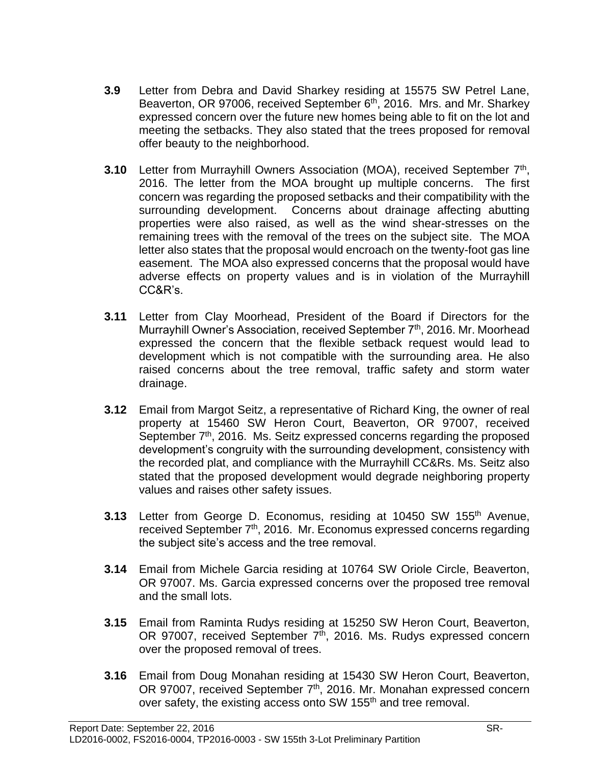**3.9** Letter from Debra and David Sharkey residing at 15575 SW Petrel Lane, Beaverton, OR 97006, received September 6th, 2016. Mrs. and Mr. Sharkey expressed concern over the future new homes being able to fit on the lot and meeting the setbacks. They also stated that the trees proposed for removal offer beauty to the neighborhood.

**3.10** Letter from Murrayhill Owners Association (MOA), received September 7th, 2016. The letter from the MOA brought up multiple concerns. The first concern was regarding the proposed setbacks and their compatibility with the surrounding development. Concerns about drainage affecting abutting properties were also raised, as well as the wind shear-stresses on the remaining trees with the removal of the trees on the subject site. The MOA letter also states that the proposal would encroach on the twenty-foot gas line easement. The MOA also expressed concerns that the proposal would have adverse effects on property values and is in violation of the Murrayhill CC&R's.

**3.11** Letter from Clay Moorhead, President of the Board if Directors for the Murrayhill Owner's Association, received September 7th, 2016. Mr. Moorhead expressed the concern that the flexible setback request would lead to development which is not compatible with the surrounding area. He also raised concerns about the tree removal, traffic safety and storm water drainage.

**3.12** Email from Margot Seitz, a representative of Richard King, the owner of real property at 15460 SW Heron Court, Beaverton, OR 97007, received September 7th, 2016. Ms. Seitz expressed concerns regarding the proposed development's congruity with the surrounding development, consistency with the recorded plat, and compliance with the Murrayhill CC&Rs. Ms. Seitz also stated that the proposed development would degrade neighboring property values and raises other safety issues.

**3.13** Letter from George D. Economus, residing at 10450 SW 155th Avenue, received September 7th, 2016. Mr. Economus expressed concerns regarding the subject site's access and the tree removal.

**3.14** Email from Michele Garcia residing at 10764 SW Oriole Circle, Beaverton, OR 97007. Ms. Garcia expressed concerns over the proposed tree removal and the small lots.

**3.15** Email from Raminta Rudys residing at 15250 SW Heron Court, Beaverton, OR 97007, received September 7th, 2016. Ms. Rudys expressed concern over the proposed removal of trees.

**3.16** Email from Doug Monahan residing at 15430 SW Heron Court, Beaverton, OR 97007, received September 7th, 2016. Mr. Monahan expressed concern over safety, the existing access onto SW 155th and tree removal.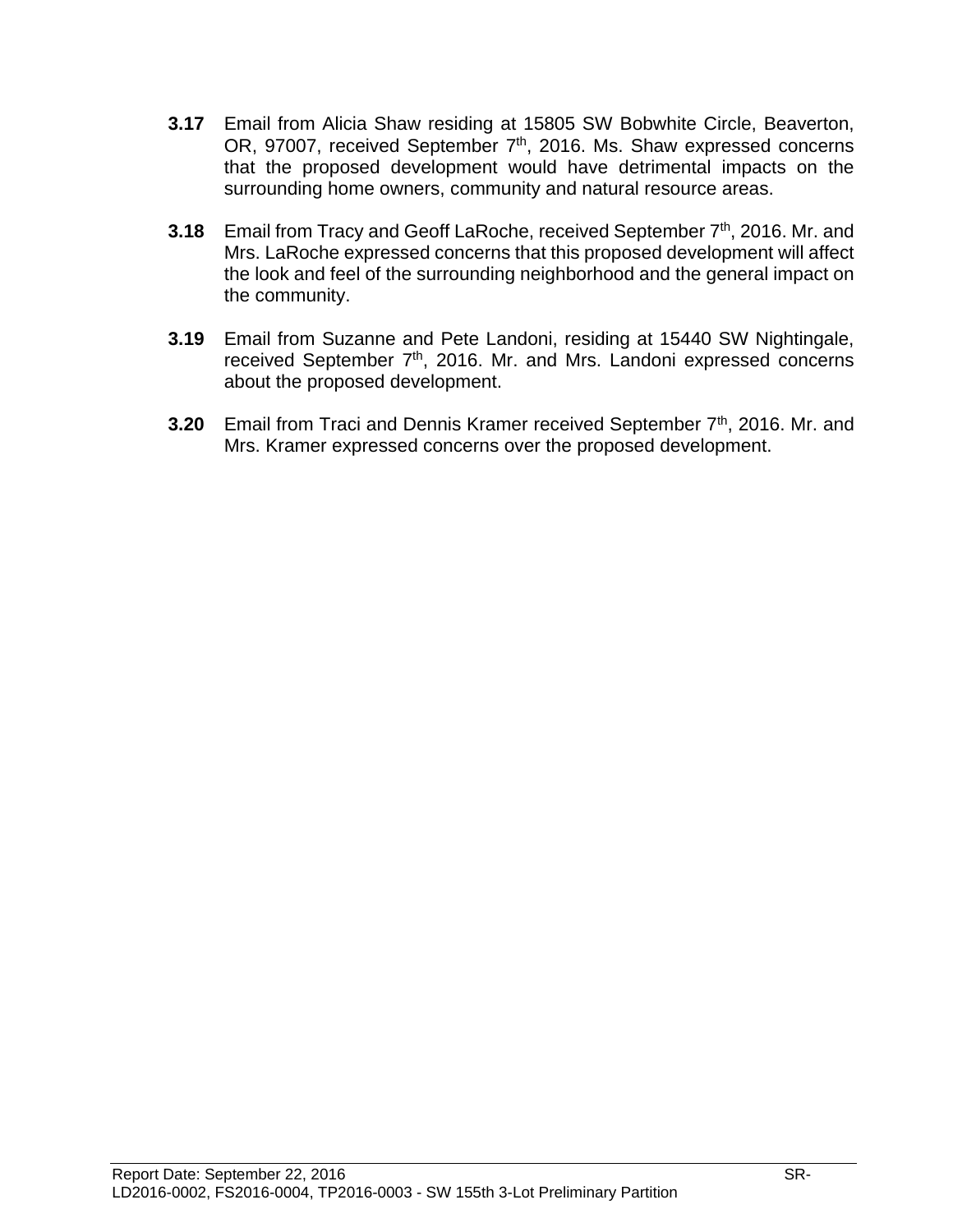**3.17** Email from Alicia Shaw residing at 15805 SW Bobwhite Circle, Beaverton, OR, 97007, received September 7th, 2016. Ms. Shaw expressed concerns that the proposed development would have detrimental impacts on the surrounding home owners, community and natural resource areas.

**3.18** Email from Tracy and Geoff LaRoche, received September 7th, 2016. Mr. and Mrs. LaRoche expressed concerns that this proposed development will affect the look and feel of the surrounding neighborhood and the general impact on the community.

**3.19** Email from Suzanne and Pete Landoni, residing at 15440 SW Nightingale, received September 7th, 2016. Mr. and Mrs. Landoni expressed concerns about the proposed development.

**3.20** Email from Traci and Dennis Kramer received September 7th, 2016. Mr. and Mrs. Kramer expressed concerns over the proposed development.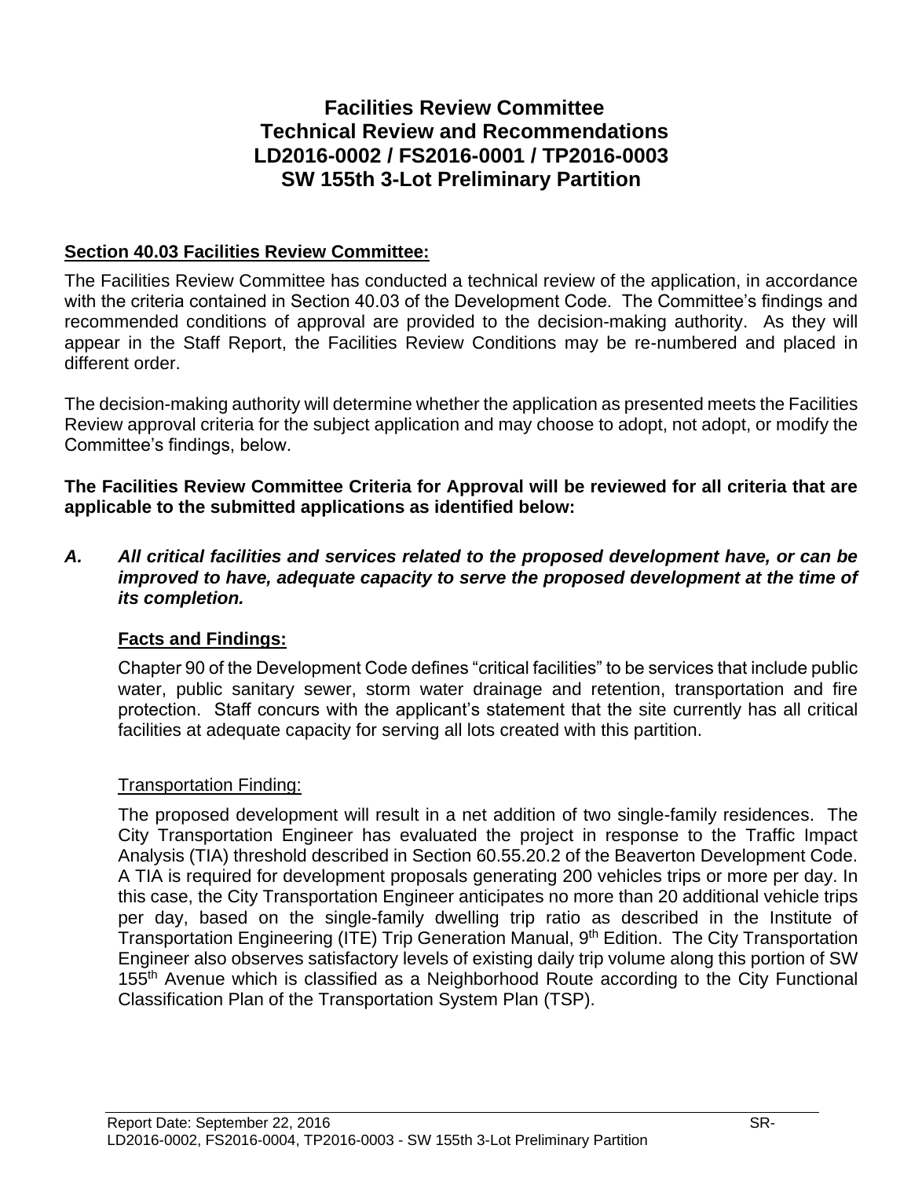# Facilities Review Committee
# Technical Review and Recommendations
# LD2016-0002 / FS2016-0001 / TP2016-0003
# SW 155th 3-Lot Preliminary Partition

## Section 40.03 Facilities Review Committee:

The Facilities Review Committee has conducted a technical review of the application, in accordance with the criteria contained in Section 40.03 of the Development Code. The Committee's findings and recommended conditions of approval are provided to the decision-making authority. As they will appear in the Staff Report, the Facilities Review Conditions may be re-numbered and placed in different order.

The decision-making authority will determine whether the application as presented meets the Facilities Review approval criteria for the subject application and may choose to adopt, not adopt, or modify the Committee's findings, below.

**The Facilities Review Committee Criteria for Approval will be reviewed for all criteria that are applicable to the submitted applications as identified below:**

***A. All critical facilities and services related to the proposed development have, or can be improved to have, adequate capacity to serve the proposed development at the time of its completion.***

**Facts and Findings:**

Chapter 90 of the Development Code defines "critical facilities" to be services that include public water, public sanitary sewer, storm water drainage and retention, transportation and fire protection. Staff concurs with the applicant's statement that the site currently has all critical facilities at adequate capacity for serving all lots created with this partition.

Transportation Finding:

The proposed development will result in a net addition of two single-family residences. The City Transportation Engineer has evaluated the project in response to the Traffic Impact Analysis (TIA) threshold described in Section 60.55.20.2 of the Beaverton Development Code. A TIA is required for development proposals generating 200 vehicles trips or more per day. In this case, the City Transportation Engineer anticipates no more than 20 additional vehicle trips per day, based on the single-family dwelling trip ratio as described in the Institute of Transportation Engineering (ITE) Trip Generation Manual, 9th Edition. The City Transportation Engineer also observes satisfactory levels of existing daily trip volume along this portion of SW 155th Avenue which is classified as a Neighborhood Route according to the City Functional Classification Plan of the Transportation System Plan (TSP).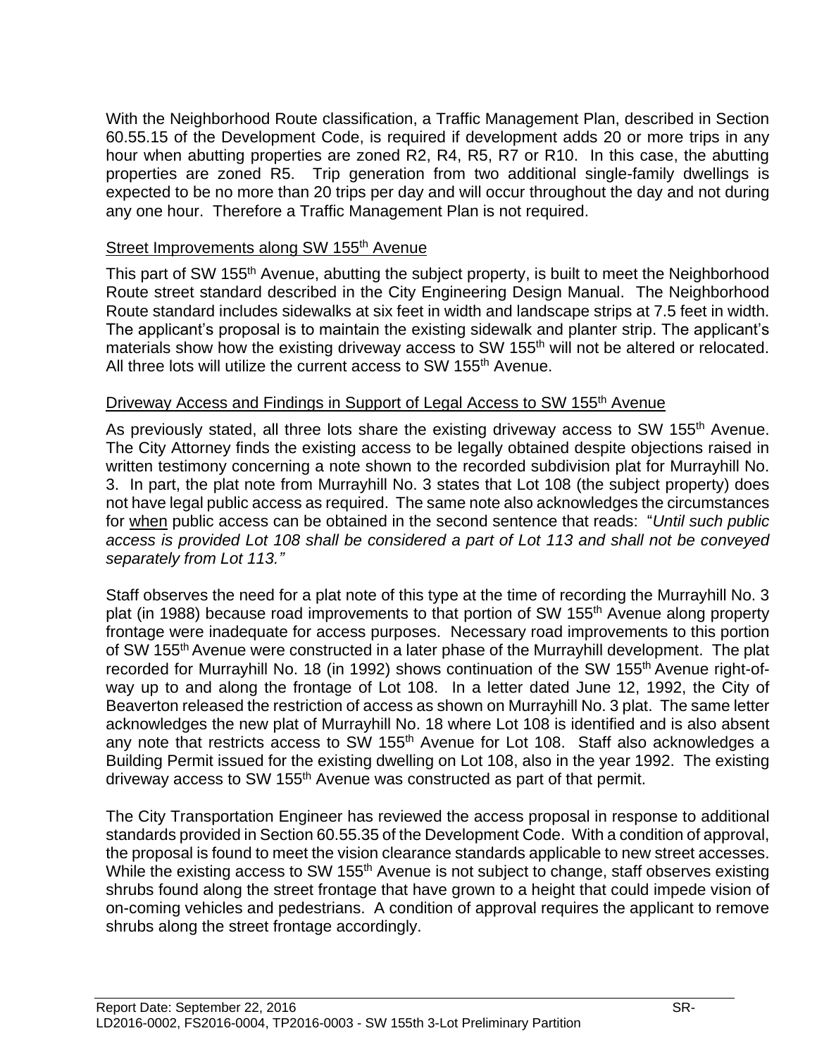With the Neighborhood Route classification, a Traffic Management Plan, described in Section 60.55.15 of the Development Code, is required if development adds 20 or more trips in any hour when abutting properties are zoned R2, R4, R5, R7 or R10. In this case, the abutting properties are zoned R5. Trip generation from two additional single-family dwellings is expected to be no more than 20 trips per day and will occur throughout the day and not during any one hour. Therefore a Traffic Management Plan is not required.

<u>Street Improvements along SW 155th Avenue</u>

This part of SW 155th Avenue, abutting the subject property, is built to meet the Neighborhood Route street standard described in the City Engineering Design Manual. The Neighborhood Route standard includes sidewalks at six feet in width and landscape strips at 7.5 feet in width. The applicant's proposal is to maintain the existing sidewalk and planter strip. The applicant's materials show how the existing driveway access to SW 155th will not be altered or relocated. All three lots will utilize the current access to SW 155th Avenue.

<u>Driveway Access and Findings in Support of Legal Access to SW 155th Avenue</u>

As previously stated, all three lots share the existing driveway access to SW 155th Avenue. The City Attorney finds the existing access to be legally obtained despite objections raised in written testimony concerning a note shown to the recorded subdivision plat for Murrayhill No. 3. In part, the plat note from Murrayhill No. 3 states that Lot 108 (the subject property) does not have legal public access as required. The same note also acknowledges the circumstances for <u>when</u> public access can be obtained in the second sentence that reads: "*Until such public access is provided Lot 108 shall be considered a part of Lot 113 and shall not be conveyed separately from Lot 113.*"

Staff observes the need for a plat note of this type at the time of recording the Murrayhill No. 3 plat (in 1988) because road improvements to that portion of SW 155th Avenue along property frontage were inadequate for access purposes. Necessary road improvements to this portion of SW 155th Avenue were constructed in a later phase of the Murrayhill development. The plat recorded for Murrayhill No. 18 (in 1992) shows continuation of the SW 155th Avenue right-of-way up to and along the frontage of Lot 108. In a letter dated June 12, 1992, the City of Beaverton released the restriction of access as shown on Murrayhill No. 3 plat. The same letter acknowledges the new plat of Murrayhill No. 18 where Lot 108 is identified and is also absent any note that restricts access to SW 155th Avenue for Lot 108. Staff also acknowledges a Building Permit issued for the existing dwelling on Lot 108, also in the year 1992. The existing driveway access to SW 155th Avenue was constructed as part of that permit.

The City Transportation Engineer has reviewed the access proposal in response to additional standards provided in Section 60.55.35 of the Development Code. With a condition of approval, the proposal is found to meet the vision clearance standards applicable to new street accesses. While the existing access to SW 155th Avenue is not subject to change, staff observes existing shrubs found along the street frontage that have grown to a height that could impede vision of on-coming vehicles and pedestrians. A condition of approval requires the applicant to remove shrubs along the street frontage accordingly.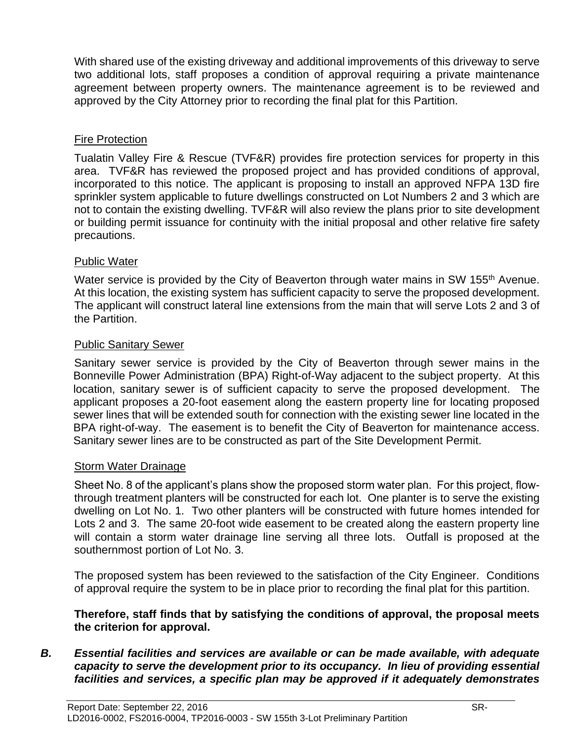With shared use of the existing driveway and additional improvements of this driveway to serve two additional lots, staff proposes a condition of approval requiring a private maintenance agreement between property owners. The maintenance agreement is to be reviewed and approved by the City Attorney prior to recording the final plat for this Partition.

Fire Protection

Tualatin Valley Fire & Rescue (TVF&R) provides fire protection services for property in this area. TVF&R has reviewed the proposed project and has provided conditions of approval, incorporated to this notice. The applicant is proposing to install an approved NFPA 13D fire sprinkler system applicable to future dwellings constructed on Lot Numbers 2 and 3 which are not to contain the existing dwelling. TVF&R will also review the plans prior to site development or building permit issuance for continuity with the initial proposal and other relative fire safety precautions.

Public Water

Water service is provided by the City of Beaverton through water mains in SW 155th Avenue. At this location, the existing system has sufficient capacity to serve the proposed development. The applicant will construct lateral line extensions from the main that will serve Lots 2 and 3 of the Partition.

Public Sanitary Sewer

Sanitary sewer service is provided by the City of Beaverton through sewer mains in the Bonneville Power Administration (BPA) Right-of-Way adjacent to the subject property. At this location, sanitary sewer is of sufficient capacity to serve the proposed development. The applicant proposes a 20-foot easement along the eastern property line for locating proposed sewer lines that will be extended south for connection with the existing sewer line located in the BPA right-of-way. The easement is to benefit the City of Beaverton for maintenance access. Sanitary sewer lines are to be constructed as part of the Site Development Permit.

Storm Water Drainage

Sheet No. 8 of the applicant's plans show the proposed storm water plan. For this project, flow-through treatment planters will be constructed for each lot. One planter is to serve the existing dwelling on Lot No. 1. Two other planters will be constructed with future homes intended for Lots 2 and 3. The same 20-foot wide easement to be created along the eastern property line will contain a storm water drainage line serving all three lots. Outfall is proposed at the southernmost portion of Lot No. 3.

The proposed system has been reviewed to the satisfaction of the City Engineer. Conditions of approval require the system to be in place prior to recording the final plat for this partition.

**Therefore, staff finds that by satisfying the conditions of approval, the proposal meets the criterion for approval.**

***B. Essential facilities and services are available or can be made available, with adequate capacity to serve the development prior to its occupancy. In lieu of providing essential facilities and services, a specific plan may be approved if it adequately demonstrates***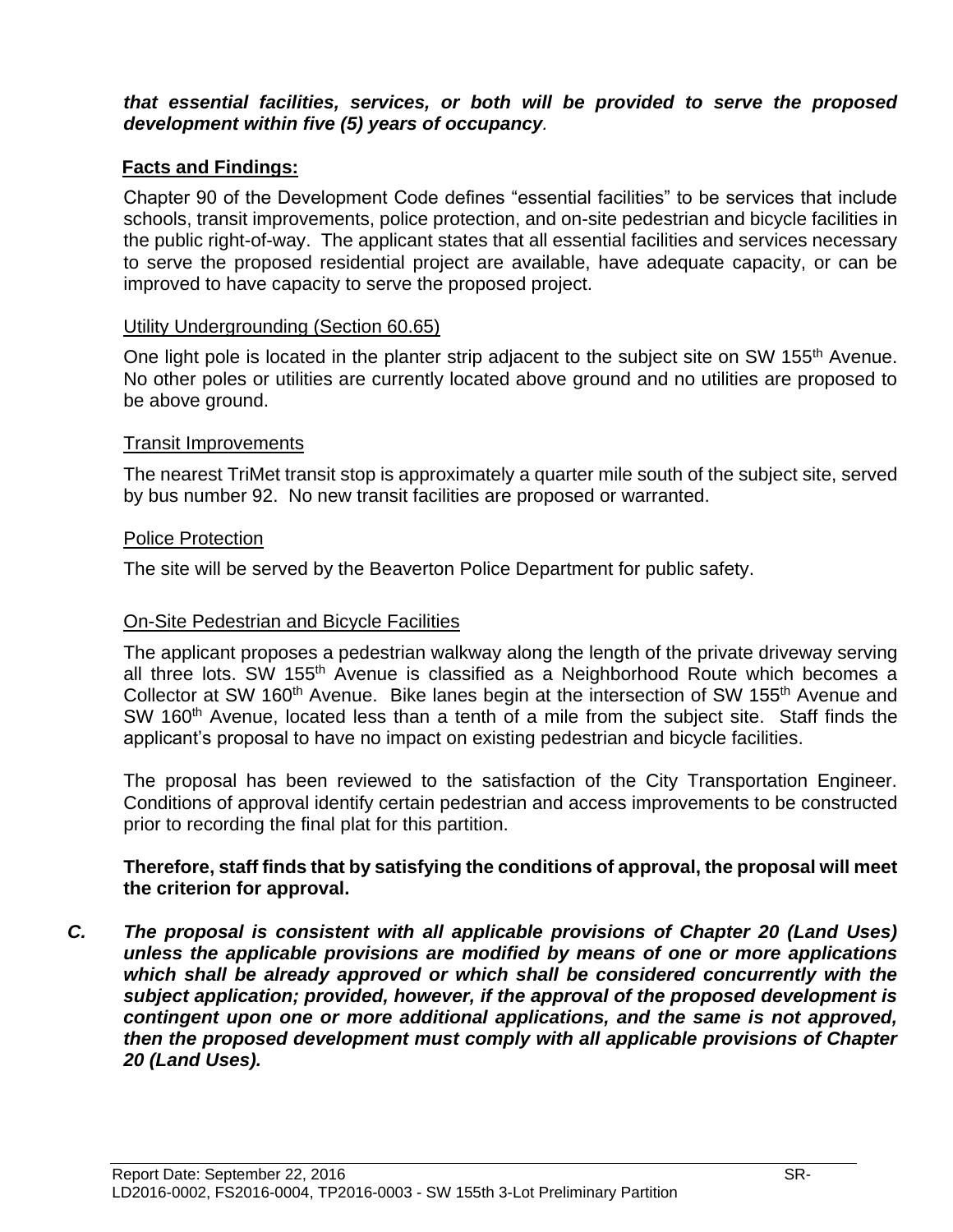***that essential facilities, services, or both will be provided to serve the proposed development within five (5) years of occupancy.***

**Facts and Findings:**

Chapter 90 of the Development Code defines "essential facilities" to be services that include schools, transit improvements, police protection, and on-site pedestrian and bicycle facilities in the public right-of-way. The applicant states that all essential facilities and services necessary to serve the proposed residential project are available, have adequate capacity, or can be improved to have capacity to serve the proposed project.

Utility Undergrounding (Section 60.65)

One light pole is located in the planter strip adjacent to the subject site on SW 155th Avenue. No other poles or utilities are currently located above ground and no utilities are proposed to be above ground.

Transit Improvements

The nearest TriMet transit stop is approximately a quarter mile south of the subject site, served by bus number 92. No new transit facilities are proposed or warranted.

Police Protection

The site will be served by the Beaverton Police Department for public safety.

On-Site Pedestrian and Bicycle Facilities

The applicant proposes a pedestrian walkway along the length of the private driveway serving all three lots. SW 155th Avenue is classified as a Neighborhood Route which becomes a Collector at SW 160th Avenue. Bike lanes begin at the intersection of SW 155th Avenue and SW 160th Avenue, located less than a tenth of a mile from the subject site. Staff finds the applicant's proposal to have no impact on existing pedestrian and bicycle facilities.

The proposal has been reviewed to the satisfaction of the City Transportation Engineer. Conditions of approval identify certain pedestrian and access improvements to be constructed prior to recording the final plat for this partition.

**Therefore, staff finds that by satisfying the conditions of approval, the proposal will meet the criterion for approval.**

***C. The proposal is consistent with all applicable provisions of Chapter 20 (Land Uses) unless the applicable provisions are modified by means of one or more applications which shall be already approved or which shall be considered concurrently with the subject application; provided, however, if the approval of the proposed development is contingent upon one or more additional applications, and the same is not approved, then the proposed development must comply with all applicable provisions of Chapter 20 (Land Uses).***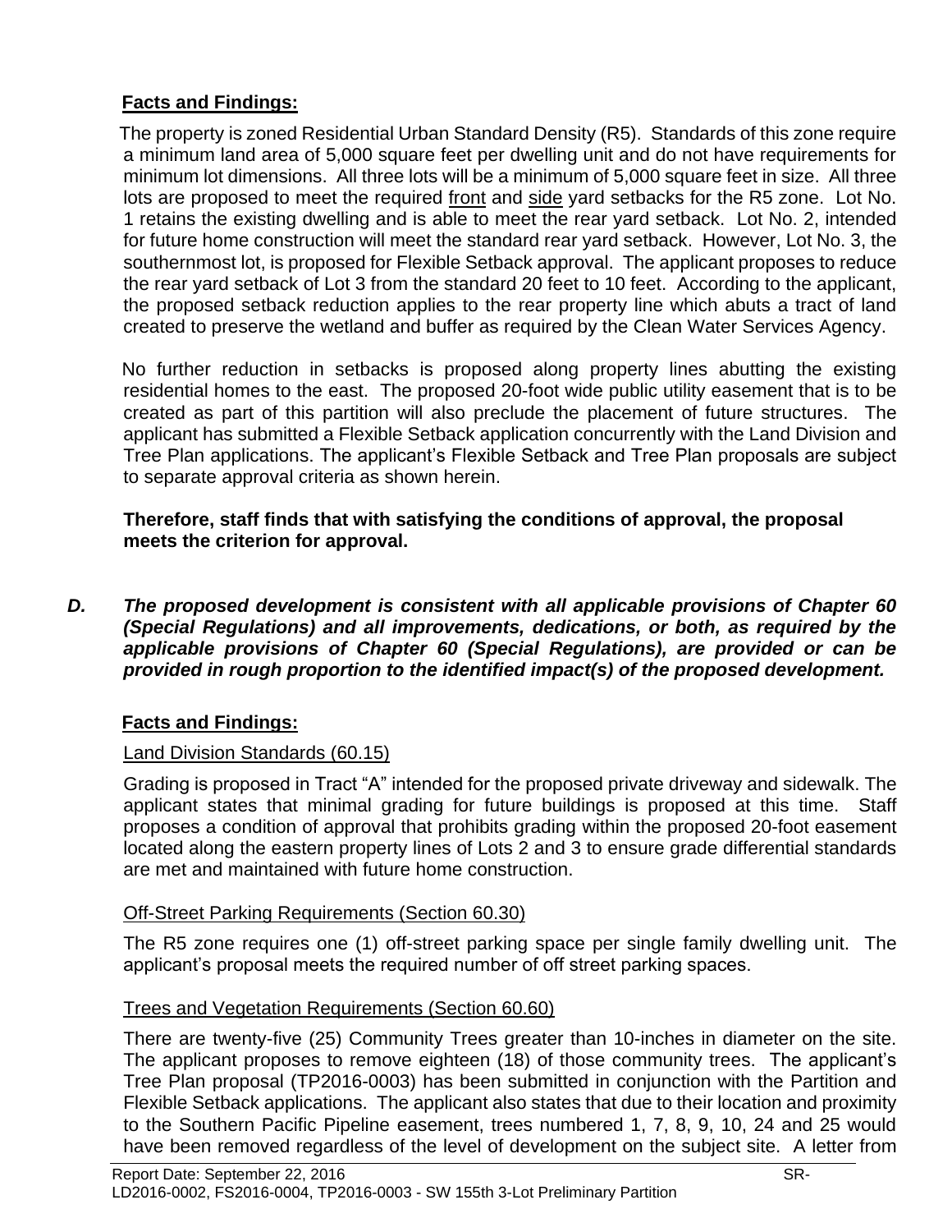**Facts and Findings:**

The property is zoned Residential Urban Standard Density (R5). Standards of this zone require a minimum land area of 5,000 square feet per dwelling unit and do not have requirements for minimum lot dimensions. All three lots will be a minimum of 5,000 square feet in size. All three lots are proposed to meet the required front and side yard setbacks for the R5 zone. Lot No. 1 retains the existing dwelling and is able to meet the rear yard setback. Lot No. 2, intended for future home construction will meet the standard rear yard setback. However, Lot No. 3, the southernmost lot, is proposed for Flexible Setback approval. The applicant proposes to reduce the rear yard setback of Lot 3 from the standard 20 feet to 10 feet. According to the applicant, the proposed setback reduction applies to the rear property line which abuts a tract of land created to preserve the wetland and buffer as required by the Clean Water Services Agency.

No further reduction in setbacks is proposed along property lines abutting the existing residential homes to the east. The proposed 20-foot wide public utility easement that is to be created as part of this partition will also preclude the placement of future structures. The applicant has submitted a Flexible Setback application concurrently with the Land Division and Tree Plan applications. The applicant's Flexible Setback and Tree Plan proposals are subject to separate approval criteria as shown herein.

**Therefore, staff finds that with satisfying the conditions of approval, the proposal meets the criterion for approval.**

***D. The proposed development is consistent with all applicable provisions of Chapter 60 (Special Regulations) and all improvements, dedications, or both, as required by the applicable provisions of Chapter 60 (Special Regulations), are provided or can be provided in rough proportion to the identified impact(s) of the proposed development.***

**Facts and Findings:**

Land Division Standards (60.15)

Grading is proposed in Tract "A" intended for the proposed private driveway and sidewalk. The applicant states that minimal grading for future buildings is proposed at this time. Staff proposes a condition of approval that prohibits grading within the proposed 20-foot easement located along the eastern property lines of Lots 2 and 3 to ensure grade differential standards are met and maintained with future home construction.

Off-Street Parking Requirements (Section 60.30)

The R5 zone requires one (1) off-street parking space per single family dwelling unit. The applicant's proposal meets the required number of off street parking spaces.

Trees and Vegetation Requirements (Section 60.60)

There are twenty-five (25) Community Trees greater than 10-inches in diameter on the site. The applicant proposes to remove eighteen (18) of those community trees. The applicant's Tree Plan proposal (TP2016-0003) has been submitted in conjunction with the Partition and Flexible Setback applications. The applicant also states that due to their location and proximity to the Southern Pacific Pipeline easement, trees numbered 1, 7, 8, 9, 10, 24 and 25 would have been removed regardless of the level of development on the subject site. A letter from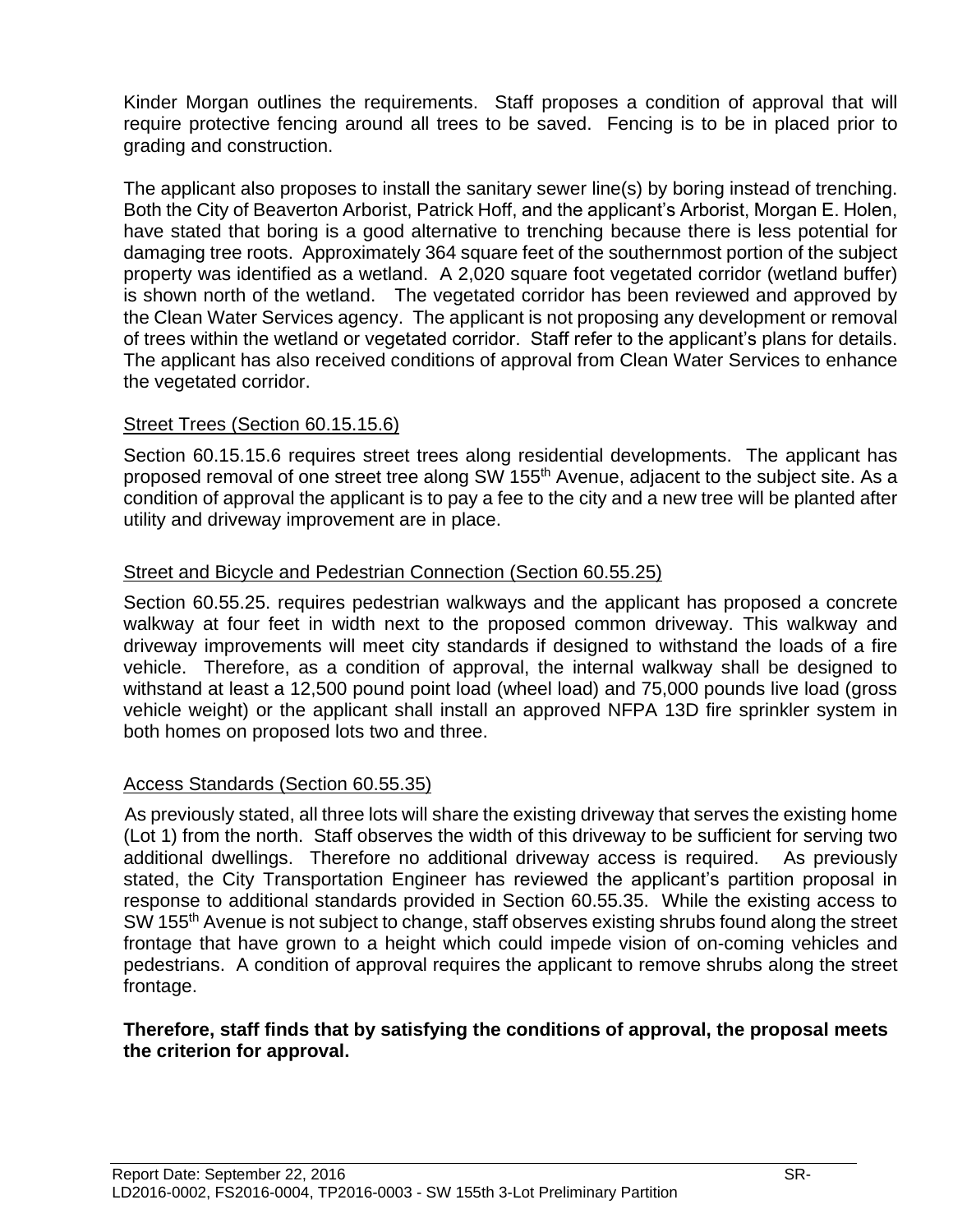Kinder Morgan outlines the requirements. Staff proposes a condition of approval that will require protective fencing around all trees to be saved. Fencing is to be in placed prior to grading and construction.

The applicant also proposes to install the sanitary sewer line(s) by boring instead of trenching. Both the City of Beaverton Arborist, Patrick Hoff, and the applicant's Arborist, Morgan E. Holen, have stated that boring is a good alternative to trenching because there is less potential for damaging tree roots. Approximately 364 square feet of the southernmost portion of the subject property was identified as a wetland. A 2,020 square foot vegetated corridor (wetland buffer) is shown north of the wetland. The vegetated corridor has been reviewed and approved by the Clean Water Services agency. The applicant is not proposing any development or removal of trees within the wetland or vegetated corridor. Staff refer to the applicant's plans for details. The applicant has also received conditions of approval from Clean Water Services to enhance the vegetated corridor.

Street Trees (Section 60.15.15.6)

Section 60.15.15.6 requires street trees along residential developments. The applicant has proposed removal of one street tree along SW 155th Avenue, adjacent to the subject site. As a condition of approval the applicant is to pay a fee to the city and a new tree will be planted after utility and driveway improvement are in place.

Street and Bicycle and Pedestrian Connection (Section 60.55.25)

Section 60.55.25. requires pedestrian walkways and the applicant has proposed a concrete walkway at four feet in width next to the proposed common driveway. This walkway and driveway improvements will meet city standards if designed to withstand the loads of a fire vehicle. Therefore, as a condition of approval, the internal walkway shall be designed to withstand at least a 12,500 pound point load (wheel load) and 75,000 pounds live load (gross vehicle weight) or the applicant shall install an approved NFPA 13D fire sprinkler system in both homes on proposed lots two and three.

Access Standards (Section 60.55.35)

As previously stated, all three lots will share the existing driveway that serves the existing home (Lot 1) from the north. Staff observes the width of this driveway to be sufficient for serving two additional dwellings. Therefore no additional driveway access is required. As previously stated, the City Transportation Engineer has reviewed the applicant's partition proposal in response to additional standards provided in Section 60.55.35. While the existing access to SW 155th Avenue is not subject to change, staff observes existing shrubs found along the street frontage that have grown to a height which could impede vision of on-coming vehicles and pedestrians. A condition of approval requires the applicant to remove shrubs along the street frontage.

**Therefore, staff finds that by satisfying the conditions of approval, the proposal meets the criterion for approval.**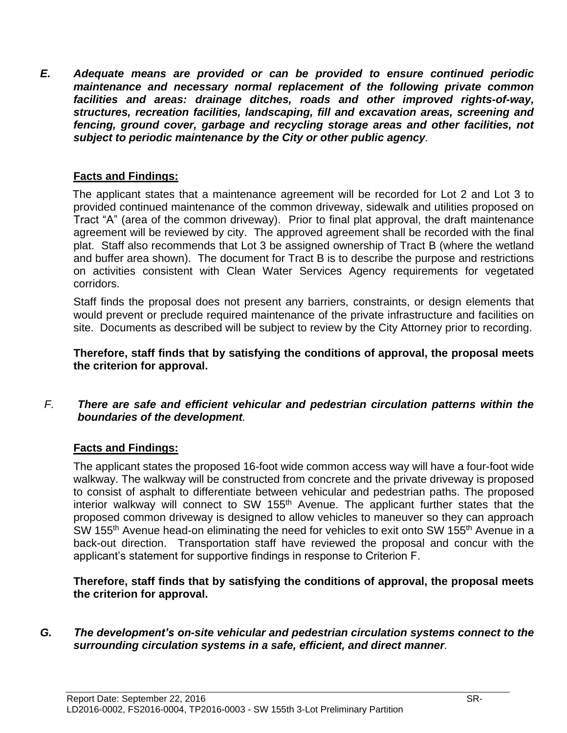***E. Adequate means are provided or can be provided to ensure continued periodic maintenance and necessary normal replacement of the following private common facilities and areas: drainage ditches, roads and other improved rights-of-way, structures, recreation facilities, landscaping, fill and excavation areas, screening and fencing, ground cover, garbage and recycling storage areas and other facilities, not subject to periodic maintenance by the City or other public agency.***

**Facts and Findings:**

The applicant states that a maintenance agreement will be recorded for Lot 2 and Lot 3 to provided continued maintenance of the common driveway, sidewalk and utilities proposed on Tract "A" (area of the common driveway). Prior to final plat approval, the draft maintenance agreement will be reviewed by city. The approved agreement shall be recorded with the final plat. Staff also recommends that Lot 3 be assigned ownership of Tract B (where the wetland and buffer area shown). The document for Tract B is to describe the purpose and restrictions on activities consistent with Clean Water Services Agency requirements for vegetated corridors.

Staff finds the proposal does not present any barriers, constraints, or design elements that would prevent or preclude required maintenance of the private infrastructure and facilities on site. Documents as described will be subject to review by the City Attorney prior to recording.

**Therefore, staff finds that by satisfying the conditions of approval, the proposal meets the criterion for approval.**

*F.* ***There are safe and efficient vehicular and pedestrian circulation patterns within the boundaries of the development.***

**Facts and Findings:**

The applicant states the proposed 16-foot wide common access way will have a four-foot wide walkway. The walkway will be constructed from concrete and the private driveway is proposed to consist of asphalt to differentiate between vehicular and pedestrian paths. The proposed interior walkway will connect to SW 155th Avenue. The applicant further states that the proposed common driveway is designed to allow vehicles to maneuver so they can approach SW 155th Avenue head-on eliminating the need for vehicles to exit onto SW 155th Avenue in a back-out direction. Transportation staff have reviewed the proposal and concur with the applicant's statement for supportive findings in response to Criterion F.

**Therefore, staff finds that by satisfying the conditions of approval, the proposal meets the criterion for approval.**

***G. The development's on-site vehicular and pedestrian circulation systems connect to the surrounding circulation systems in a safe, efficient, and direct manner.***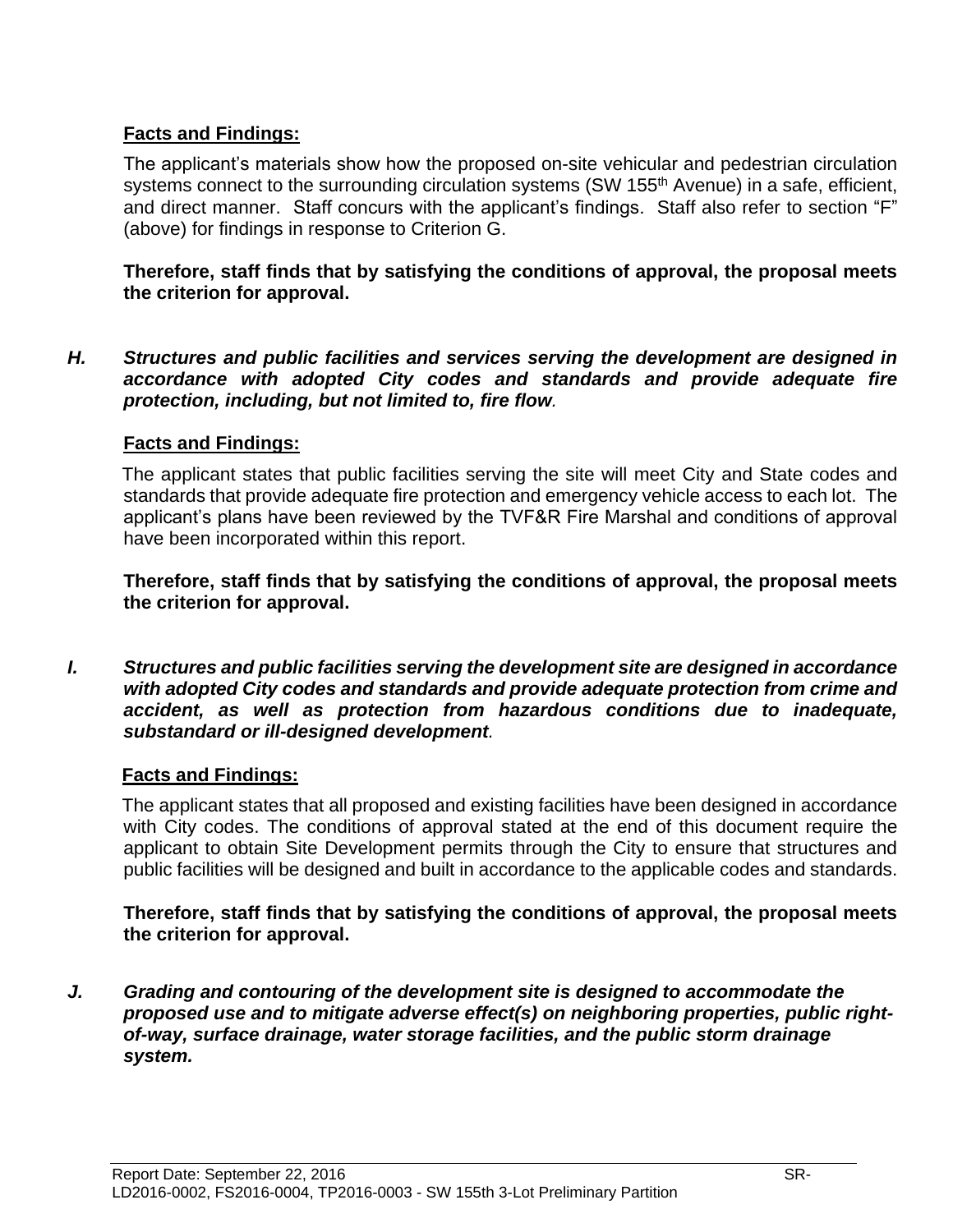**Facts and Findings:**

The applicant's materials show how the proposed on-site vehicular and pedestrian circulation systems connect to the surrounding circulation systems (SW 155th Avenue) in a safe, efficient, and direct manner. Staff concurs with the applicant's findings. Staff also refer to section "F" (above) for findings in response to Criterion G.

**Therefore, staff finds that by satisfying the conditions of approval, the proposal meets the criterion for approval.**

***H. Structures and public facilities and services serving the development are designed in accordance with adopted City codes and standards and provide adequate fire protection, including, but not limited to, fire flow.***

**Facts and Findings:**

The applicant states that public facilities serving the site will meet City and State codes and standards that provide adequate fire protection and emergency vehicle access to each lot. The applicant's plans have been reviewed by the TVF&R Fire Marshal and conditions of approval have been incorporated within this report.

**Therefore, staff finds that by satisfying the conditions of approval, the proposal meets the criterion for approval.**

***I. Structures and public facilities serving the development site are designed in accordance with adopted City codes and standards and provide adequate protection from crime and accident, as well as protection from hazardous conditions due to inadequate, substandard or ill-designed development.***

**Facts and Findings:**

The applicant states that all proposed and existing facilities have been designed in accordance with City codes. The conditions of approval stated at the end of this document require the applicant to obtain Site Development permits through the City to ensure that structures and public facilities will be designed and built in accordance to the applicable codes and standards.

**Therefore, staff finds that by satisfying the conditions of approval, the proposal meets the criterion for approval.**

***J. Grading and contouring of the development site is designed to accommodate the proposed use and to mitigate adverse effect(s) on neighboring properties, public right-of-way, surface drainage, water storage facilities, and the public storm drainage system.***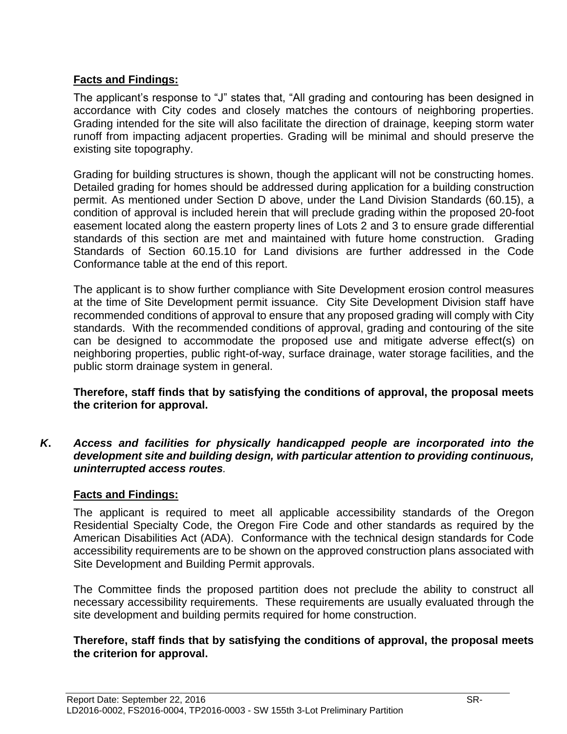**Facts and Findings:**

The applicant's response to "J" states that, "All grading and contouring has been designed in accordance with City codes and closely matches the contours of neighboring properties. Grading intended for the site will also facilitate the direction of drainage, keeping storm water runoff from impacting adjacent properties. Grading will be minimal and should preserve the existing site topography.

Grading for building structures is shown, though the applicant will not be constructing homes. Detailed grading for homes should be addressed during application for a building construction permit. As mentioned under Section D above, under the Land Division Standards (60.15), a condition of approval is included herein that will preclude grading within the proposed 20-foot easement located along the eastern property lines of Lots 2 and 3 to ensure grade differential standards of this section are met and maintained with future home construction. Grading Standards of Section 60.15.10 for Land divisions are further addressed in the Code Conformance table at the end of this report.

The applicant is to show further compliance with Site Development erosion control measures at the time of Site Development permit issuance. City Site Development Division staff have recommended conditions of approval to ensure that any proposed grading will comply with City standards. With the recommended conditions of approval, grading and contouring of the site can be designed to accommodate the proposed use and mitigate adverse effect(s) on neighboring properties, public right-of-way, surface drainage, water storage facilities, and the public storm drainage system in general.

**Therefore, staff finds that by satisfying the conditions of approval, the proposal meets the criterion for approval.**

***K. Access and facilities for physically handicapped people are incorporated into the development site and building design, with particular attention to providing continuous, uninterrupted access routes.***

**Facts and Findings:**

The applicant is required to meet all applicable accessibility standards of the Oregon Residential Specialty Code, the Oregon Fire Code and other standards as required by the American Disabilities Act (ADA). Conformance with the technical design standards for Code accessibility requirements are to be shown on the approved construction plans associated with Site Development and Building Permit approvals.

The Committee finds the proposed partition does not preclude the ability to construct all necessary accessibility requirements. These requirements are usually evaluated through the site development and building permits required for home construction.

**Therefore, staff finds that by satisfying the conditions of approval, the proposal meets the criterion for approval.**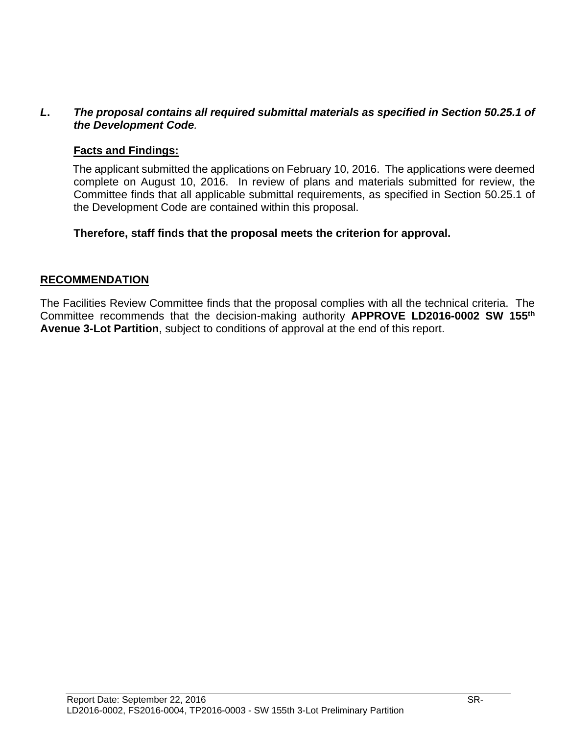***L. The proposal contains all required submittal materials as specified in Section 50.25.1 of the Development Code.***

**Facts and Findings:**

The applicant submitted the applications on February 10, 2016. The applications were deemed complete on August 10, 2016. In review of plans and materials submitted for review, the Committee finds that all applicable submittal requirements, as specified in Section 50.25.1 of the Development Code are contained within this proposal.

**Therefore, staff finds that the proposal meets the criterion for approval.**

## RECOMMENDATION

The Facilities Review Committee finds that the proposal complies with all the technical criteria. The Committee recommends that the decision-making authority **APPROVE LD2016-0002 SW 155th Avenue 3-Lot Partition**, subject to conditions of approval at the end of this report.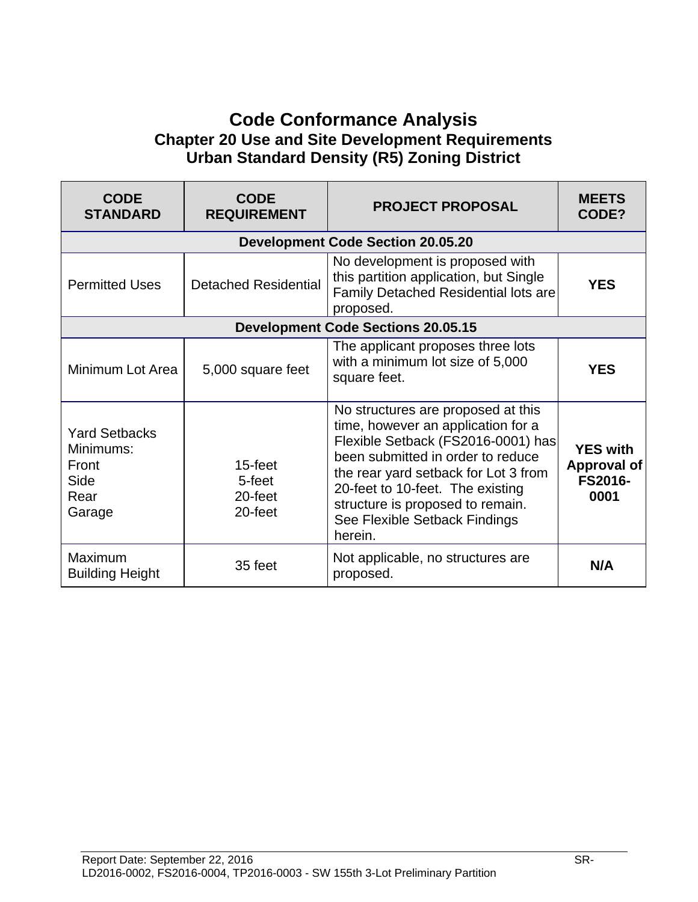# Code Conformance Analysis
## Chapter 20 Use and Site Development Requirements
## Urban Standard Density (R5) Zoning District

| CODE STANDARD | CODE REQUIREMENT | PROJECT PROPOSAL | MEETS CODE? |
|---|---|---|---|
| **Development Code Section 20.05.20** | | | |
| Permitted Uses | Detached Residential | No development is proposed with this partition application, but Single Family Detached Residential lots are proposed. | **YES** |
| **Development Code Sections 20.05.15** | | | |
| Minimum Lot Area | 5,000 square feet | The applicant proposes three lots with a minimum lot size of 5,000 square feet. | **YES** |
| Yard Setbacks Minimums:<br>Front<br>Side<br>Rear<br>Garage | 15-feet<br>5-feet<br>20-feet<br>20-feet | No structures are proposed at this time, however an application for a Flexible Setback (FS2016-0001) has been submitted in order to reduce the rear yard setback for Lot 3 from 20-feet to 10-feet. The existing structure is proposed to remain. See Flexible Setback Findings herein. | **YES with Approval of FS2016-0001** |
| Maximum Building Height | 35 feet | Not applicable, no structures are proposed. | **N/A** |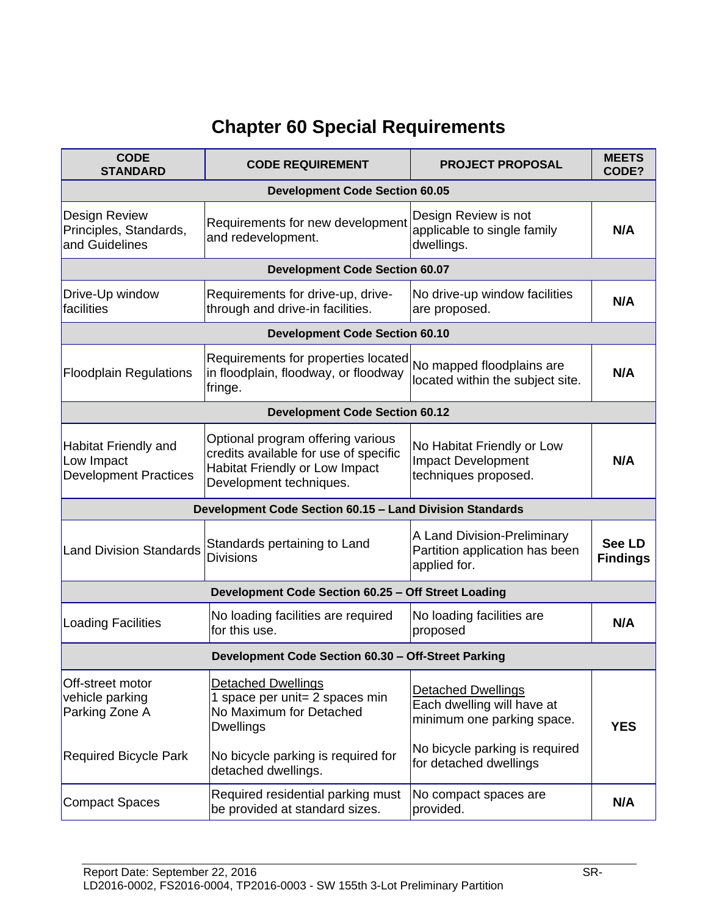# Chapter 60 Special Requirements

| CODE STANDARD | CODE REQUIREMENT | PROJECT PROPOSAL | MEETS CODE? |
|---|---|---|---|
| **Development Code Section 60.05** | | | |
| Design Review Principles, Standards, and Guidelines | Requirements for new development and redevelopment. | Design Review is not applicable to single family dwellings. | **N/A** |
| **Development Code Section 60.07** | | | |
| Drive-Up window facilities | Requirements for drive-up, drive-through and drive-in facilities. | No drive-up window facilities are proposed. | **N/A** |
| **Development Code Section 60.10** | | | |
| Floodplain Regulations | Requirements for properties located in floodplain, floodway, or floodway fringe. | No mapped floodplains are located within the subject site. | **N/A** |
| **Development Code Section 60.12** | | | |
| Habitat Friendly and Low Impact Development Practices | Optional program offering various credits available for use of specific Habitat Friendly or Low Impact Development techniques. | No Habitat Friendly or Low Impact Development techniques proposed. | **N/A** |
| **Development Code Section 60.15 – Land Division Standards** | | | |
| Land Division Standards | Standards pertaining to Land Divisions | A Land Division-Preliminary Partition application has been applied for. | **See LD Findings** |
| **Development Code Section 60.25 – Off Street Loading** | | | |
| Loading Facilities | No loading facilities are required for this use. | No loading facilities are proposed | **N/A** |
| **Development Code Section 60.30 – Off-Street Parking** | | | |
| Off-street motor vehicle parking Parking Zone A<br><br>Required Bicycle Park | <u>Detached Dwellings</u><br>1 space per unit= 2 spaces min<br>No Maximum for Detached Dwellings<br><br>No bicycle parking is required for detached dwellings. | <u>Detached Dwellings</u><br>Each dwelling will have at minimum one parking space.<br><br>No bicycle parking is required for detached dwellings | **YES** |
| Compact Spaces | Required residential parking must be provided at standard sizes. | No compact spaces are provided. | **N/A** |

Report Date: September 22, 2016
LD2016-0002, FS2016-0004, TP2016-0003 - SW 155th 3-Lot Preliminary Partition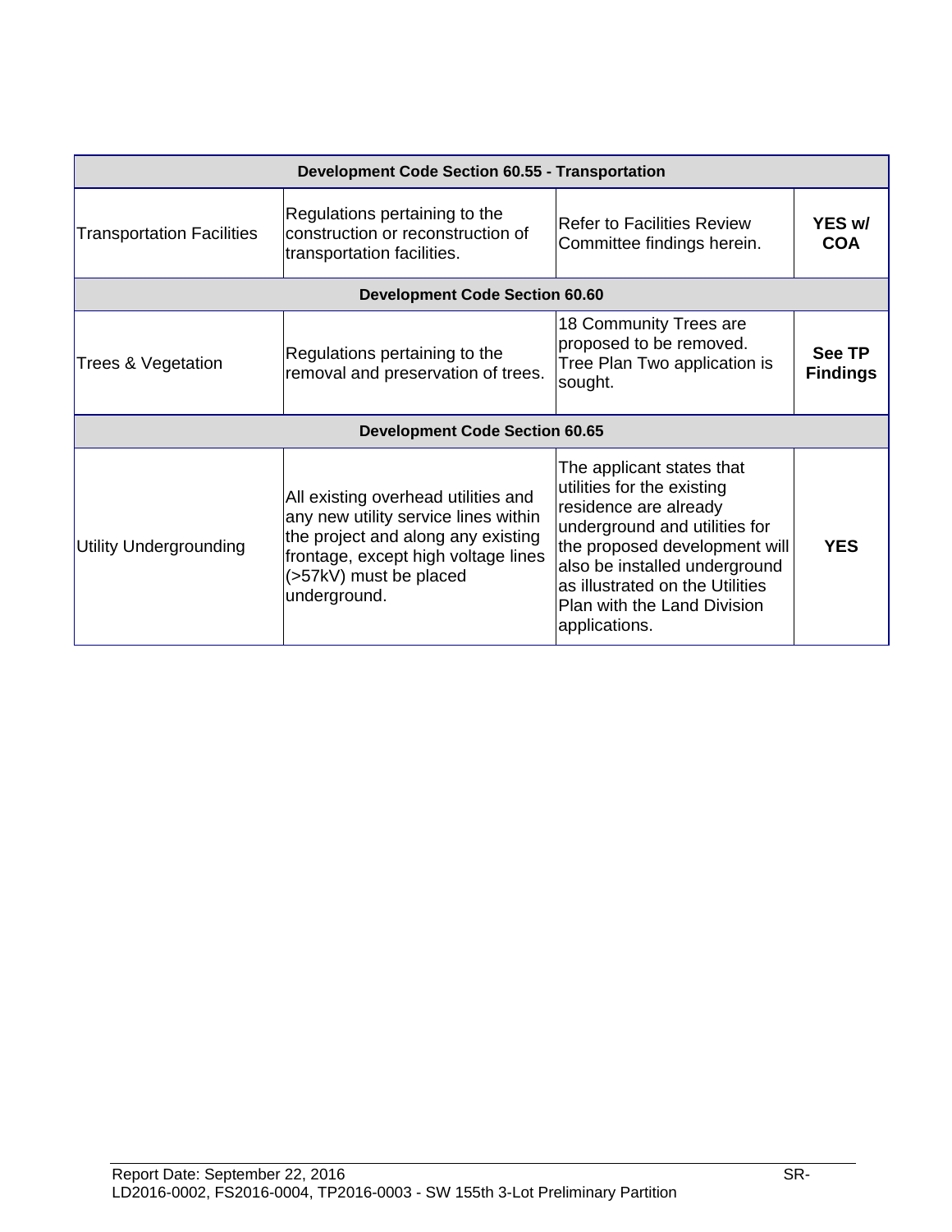| Development Code Section 60.55 - Transportation | | | |
|---|---|---|---|
| Transportation Facilities | Regulations pertaining to the construction or reconstruction of transportation facilities. | Refer to Facilities Review Committee findings herein. | **YES w/ COA** |
| **Development Code Section 60.60** | | | |
| Trees & Vegetation | Regulations pertaining to the removal and preservation of trees. | 18 Community Trees are proposed to be removed. Tree Plan Two application is sought. | **See TP Findings** |
| **Development Code Section 60.65** | | | |
| Utility Undergrounding | All existing overhead utilities and any new utility service lines within the project and along any existing frontage, except high voltage lines (>57kV) must be placed underground. | The applicant states that utilities for the existing residence are already underground and utilities for the proposed development will also be installed underground as illustrated on the Utilities Plan with the Land Division applications. | **YES** |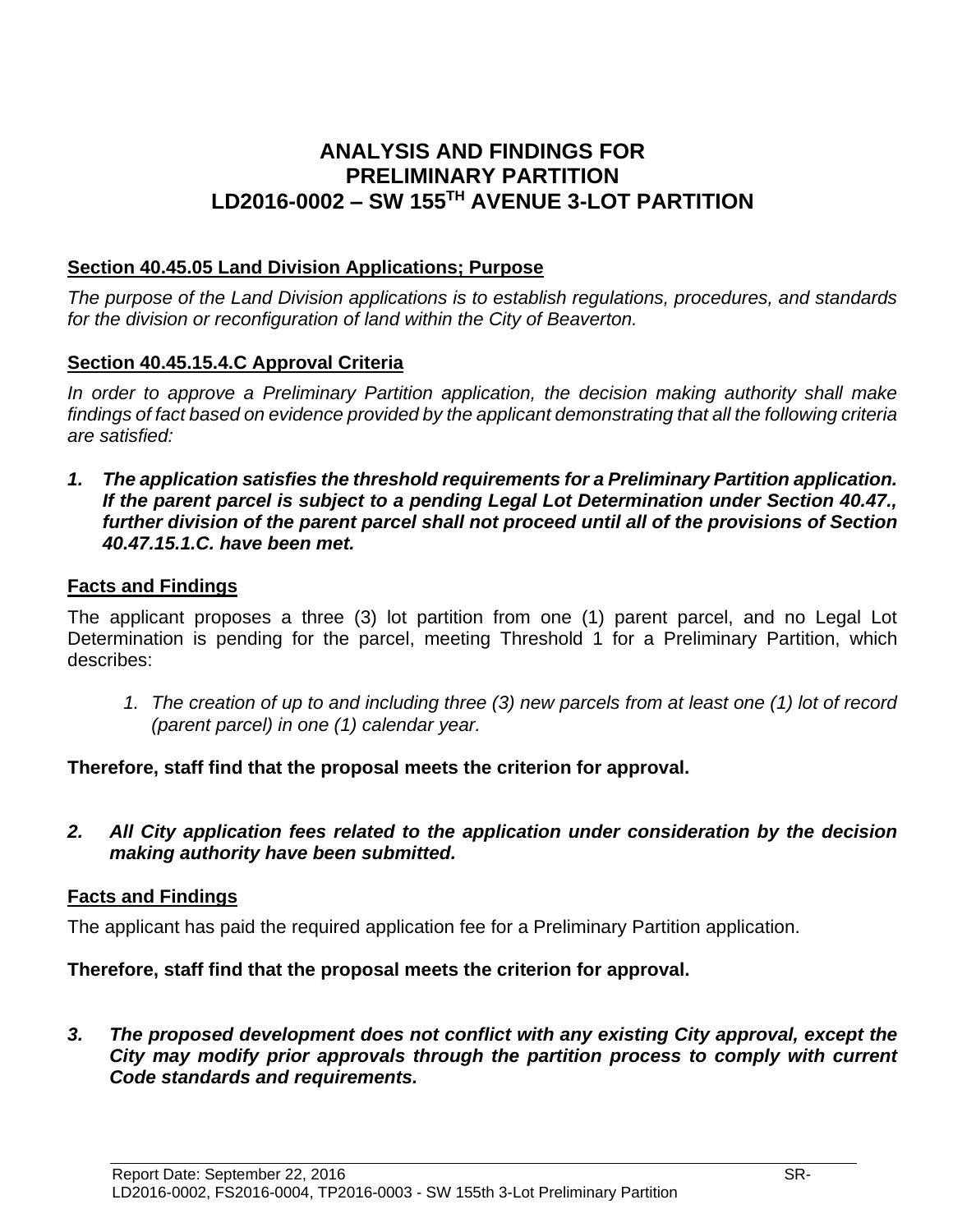# ANALYSIS AND FINDINGS FOR PRELIMINARY PARTITION LD2016-0002 – SW 155TH AVENUE 3-LOT PARTITION

## Section 40.45.05 Land Division Applications; Purpose

*The purpose of the Land Division applications is to establish regulations, procedures, and standards for the division or reconfiguration of land within the City of Beaverton.*

## Section 40.45.15.4.C Approval Criteria

*In order to approve a Preliminary Partition application, the decision making authority shall make findings of fact based on evidence provided by the applicant demonstrating that all the following criteria are satisfied:*

***1. The application satisfies the threshold requirements for a Preliminary Partition application. If the parent parcel is subject to a pending Legal Lot Determination under Section 40.47., further division of the parent parcel shall not proceed until all of the provisions of Section 40.47.15.1.C. have been met.***

### Facts and Findings

The applicant proposes a three (3) lot partition from one (1) parent parcel, and no Legal Lot Determination is pending for the parcel, meeting Threshold 1 for a Preliminary Partition, which describes:

1. *The creation of up to and including three (3) new parcels from at least one (1) lot of record (parent parcel) in one (1) calendar year.*

**Therefore, staff find that the proposal meets the criterion for approval.**

***2. All City application fees related to the application under consideration by the decision making authority have been submitted.***

### Facts and Findings

The applicant has paid the required application fee for a Preliminary Partition application.

**Therefore, staff find that the proposal meets the criterion for approval.**

***3. The proposed development does not conflict with any existing City approval, except the City may modify prior approvals through the partition process to comply with current Code standards and requirements.***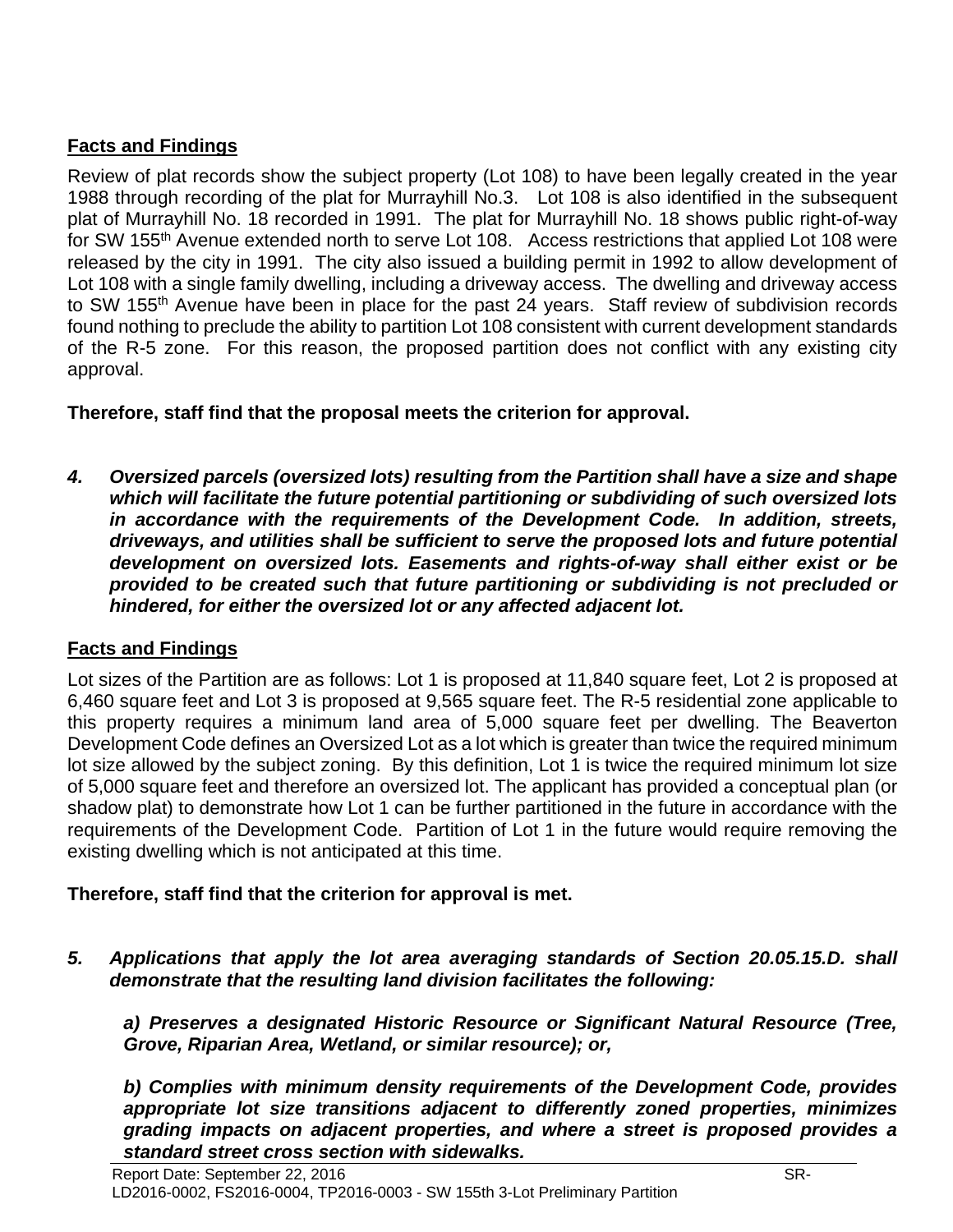**Facts and Findings**

Review of plat records show the subject property (Lot 108) to have been legally created in the year 1988 through recording of the plat for Murrayhill No.3. Lot 108 is also identified in the subsequent plat of Murrayhill No. 18 recorded in 1991. The plat for Murrayhill No. 18 shows public right-of-way for SW 155th Avenue extended north to serve Lot 108. Access restrictions that applied Lot 108 were released by the city in 1991. The city also issued a building permit in 1992 to allow development of Lot 108 with a single family dwelling, including a driveway access. The dwelling and driveway access to SW 155th Avenue have been in place for the past 24 years. Staff review of subdivision records found nothing to preclude the ability to partition Lot 108 consistent with current development standards of the R-5 zone. For this reason, the proposed partition does not conflict with any existing city approval.

**Therefore, staff find that the proposal meets the criterion for approval.**

4. ***Oversized parcels (oversized lots) resulting from the Partition shall have a size and shape which will facilitate the future potential partitioning or subdividing of such oversized lots in accordance with the requirements of the Development Code. In addition, streets, driveways, and utilities shall be sufficient to serve the proposed lots and future potential development on oversized lots. Easements and rights-of-way shall either exist or be provided to be created such that future partitioning or subdividing is not precluded or hindered, for either the oversized lot or any affected adjacent lot.***

**Facts and Findings**

Lot sizes of the Partition are as follows: Lot 1 is proposed at 11,840 square feet, Lot 2 is proposed at 6,460 square feet and Lot 3 is proposed at 9,565 square feet. The R-5 residential zone applicable to this property requires a minimum land area of 5,000 square feet per dwelling. The Beaverton Development Code defines an Oversized Lot as a lot which is greater than twice the required minimum lot size allowed by the subject zoning. By this definition, Lot 1 is twice the required minimum lot size of 5,000 square feet and therefore an oversized lot. The applicant has provided a conceptual plan (or shadow plat) to demonstrate how Lot 1 can be further partitioned in the future in accordance with the requirements of the Development Code. Partition of Lot 1 in the future would require removing the existing dwelling which is not anticipated at this time.

**Therefore, staff find that the criterion for approval is met.**

5. ***Applications that apply the lot area averaging standards of Section 20.05.15.D. shall demonstrate that the resulting land division facilitates the following:***

   ***a) Preserves a designated Historic Resource or Significant Natural Resource (Tree, Grove, Riparian Area, Wetland, or similar resource); or,***

   ***b) Complies with minimum density requirements of the Development Code, provides appropriate lot size transitions adjacent to differently zoned properties, minimizes grading impacts on adjacent properties, and where a street is proposed provides a standard street cross section with sidewalks.***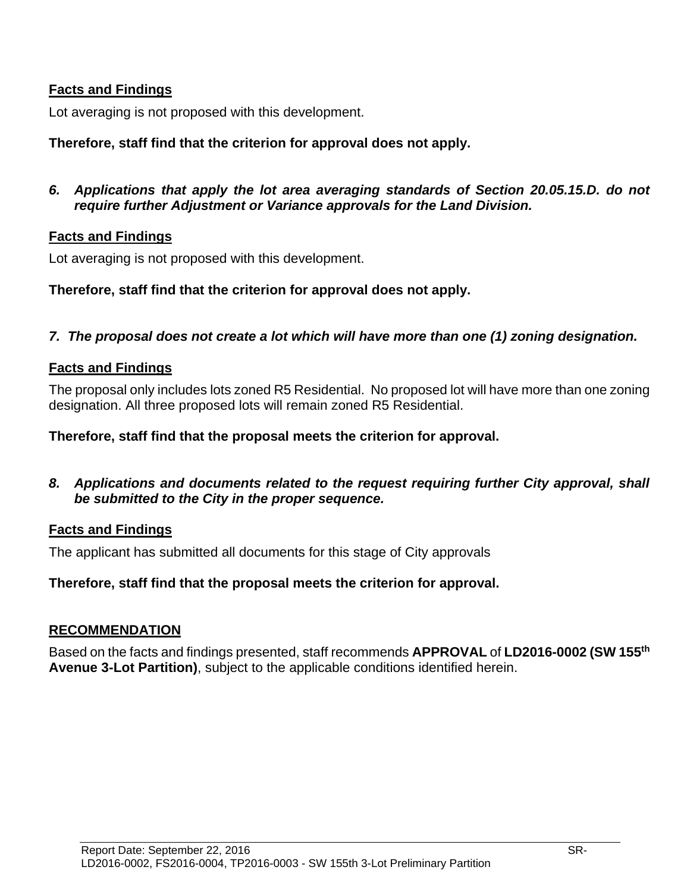**Facts and Findings**

Lot averaging is not proposed with this development.

**Therefore, staff find that the criterion for approval does not apply.**

6. ***Applications that apply the lot area averaging standards of Section 20.05.15.D. do not require further Adjustment or Variance approvals for the Land Division.***

**Facts and Findings**

Lot averaging is not proposed with this development.

**Therefore, staff find that the criterion for approval does not apply.**

7. ***The proposal does not create a lot which will have more than one (1) zoning designation.***

**Facts and Findings**

The proposal only includes lots zoned R5 Residential. No proposed lot will have more than one zoning designation. All three proposed lots will remain zoned R5 Residential.

**Therefore, staff find that the proposal meets the criterion for approval.**

8. ***Applications and documents related to the request requiring further City approval, shall be submitted to the City in the proper sequence.***

**Facts and Findings**

The applicant has submitted all documents for this stage of City approvals

**Therefore, staff find that the proposal meets the criterion for approval.**

## RECOMMENDATION

Based on the facts and findings presented, staff recommends **APPROVAL** of **LD2016-0002 (SW 155th Avenue 3-Lot Partition)**, subject to the applicable conditions identified herein.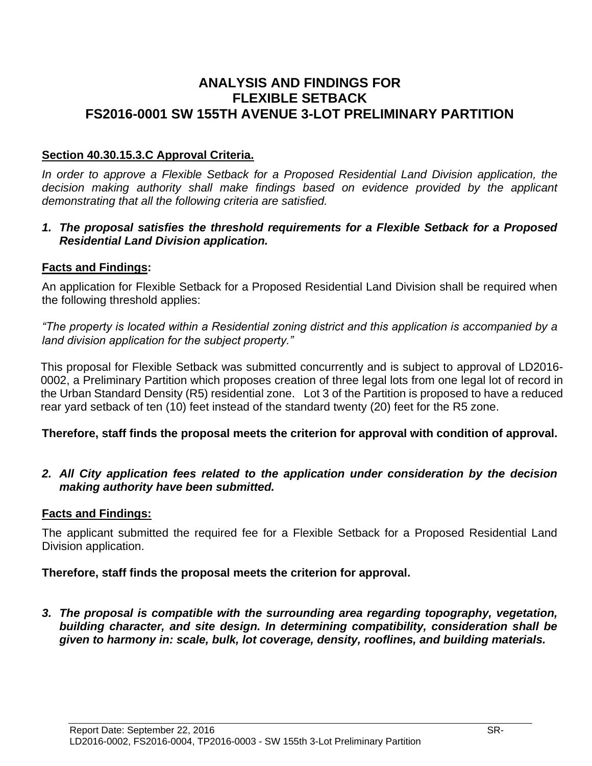# ANALYSIS AND FINDINGS FOR
# FLEXIBLE SETBACK
# FS2016-0001 SW 155TH AVENUE 3-LOT PRELIMINARY PARTITION

**Section 40.30.15.3.C Approval Criteria.**

*In order to approve a Flexible Setback for a Proposed Residential Land Division application, the decision making authority shall make findings based on evidence provided by the applicant demonstrating that all the following criteria are satisfied.*

***1. The proposal satisfies the threshold requirements for a Flexible Setback for a Proposed Residential Land Division application.***

**Facts and Findings:**

An application for Flexible Setback for a Proposed Residential Land Division shall be required when the following threshold applies:

*"The property is located within a Residential zoning district and this application is accompanied by a land division application for the subject property."*

This proposal for Flexible Setback was submitted concurrently and is subject to approval of LD2016-0002, a Preliminary Partition which proposes creation of three legal lots from one legal lot of record in the Urban Standard Density (R5) residential zone. Lot 3 of the Partition is proposed to have a reduced rear yard setback of ten (10) feet instead of the standard twenty (20) feet for the R5 zone.

**Therefore, staff finds the proposal meets the criterion for approval with condition of approval.**

***2. All City application fees related to the application under consideration by the decision making authority have been submitted.***

**Facts and Findings:**

The applicant submitted the required fee for a Flexible Setback for a Proposed Residential Land Division application.

**Therefore, staff finds the proposal meets the criterion for approval.**

***3. The proposal is compatible with the surrounding area regarding topography, vegetation, building character, and site design. In determining compatibility, consideration shall be given to harmony in: scale, bulk, lot coverage, density, rooflines, and building materials.***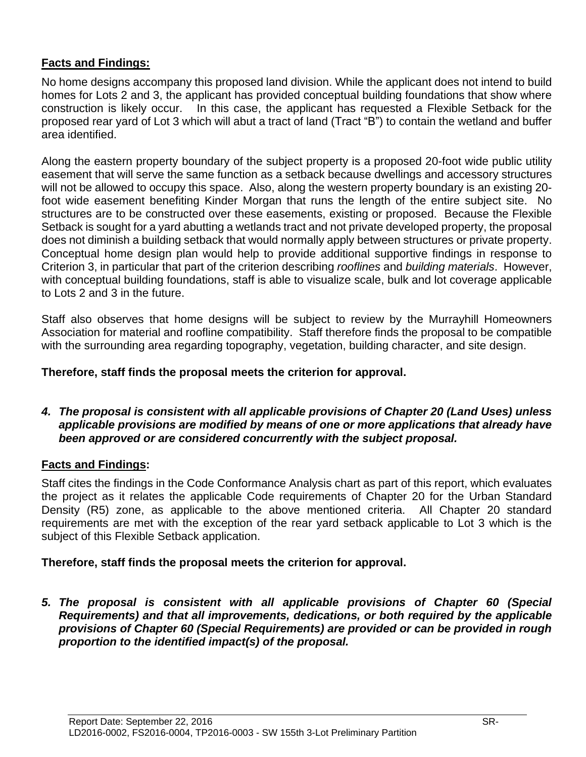**Facts and Findings:**

No home designs accompany this proposed land division. While the applicant does not intend to build homes for Lots 2 and 3, the applicant has provided conceptual building foundations that show where construction is likely occur. In this case, the applicant has requested a Flexible Setback for the proposed rear yard of Lot 3 which will abut a tract of land (Tract "B") to contain the wetland and buffer area identified.

Along the eastern property boundary of the subject property is a proposed 20-foot wide public utility easement that will serve the same function as a setback because dwellings and accessory structures will not be allowed to occupy this space. Also, along the western property boundary is an existing 20-foot wide easement benefiting Kinder Morgan that runs the length of the entire subject site. No structures are to be constructed over these easements, existing or proposed. Because the Flexible Setback is sought for a yard abutting a wetlands tract and not private developed property, the proposal does not diminish a building setback that would normally apply between structures or private property. Conceptual home design plan would help to provide additional supportive findings in response to Criterion 3, in particular that part of the criterion describing *rooflines* and *building materials*. However, with conceptual building foundations, staff is able to visualize scale, bulk and lot coverage applicable to Lots 2 and 3 in the future.

Staff also observes that home designs will be subject to review by the Murrayhill Homeowners Association for material and roofline compatibility. Staff therefore finds the proposal to be compatible with the surrounding area regarding topography, vegetation, building character, and site design.

**Therefore, staff finds the proposal meets the criterion for approval.**

4. ***The proposal is consistent with all applicable provisions of Chapter 20 (Land Uses) unless applicable provisions are modified by means of one or more applications that already have been approved or are considered concurrently with the subject proposal.***

**Facts and Findings:**

Staff cites the findings in the Code Conformance Analysis chart as part of this report, which evaluates the project as it relates the applicable Code requirements of Chapter 20 for the Urban Standard Density (R5) zone, as applicable to the above mentioned criteria. All Chapter 20 standard requirements are met with the exception of the rear yard setback applicable to Lot 3 which is the subject of this Flexible Setback application.

**Therefore, staff finds the proposal meets the criterion for approval.**

5. ***The proposal is consistent with all applicable provisions of Chapter 60 (Special Requirements) and that all improvements, dedications, or both required by the applicable provisions of Chapter 60 (Special Requirements) are provided or can be provided in rough proportion to the identified impact(s) of the proposal.***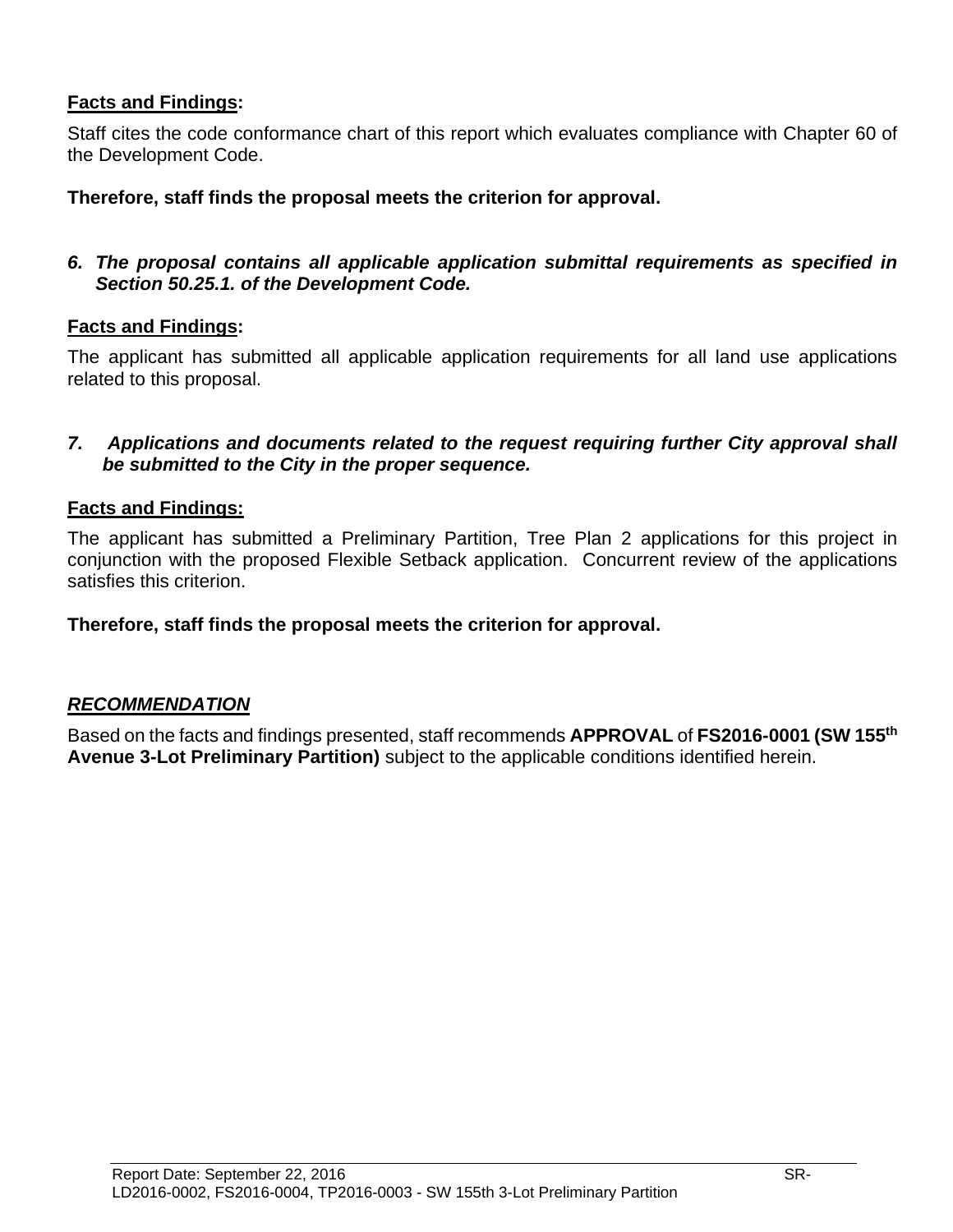**Facts and Findings:**

Staff cites the code conformance chart of this report which evaluates compliance with Chapter 60 of the Development Code.

**Therefore, staff finds the proposal meets the criterion for approval.**

***6. The proposal contains all applicable application submittal requirements as specified in Section 50.25.1. of the Development Code.***

**Facts and Findings:**

The applicant has submitted all applicable application requirements for all land use applications related to this proposal.

***7. Applications and documents related to the request requiring further City approval shall be submitted to the City in the proper sequence.***

**Facts and Findings:**

The applicant has submitted a Preliminary Partition, Tree Plan 2 applications for this project in conjunction with the proposed Flexible Setback application. Concurrent review of the applications satisfies this criterion.

**Therefore, staff finds the proposal meets the criterion for approval.**

***RECOMMENDATION***

Based on the facts and findings presented, staff recommends **APPROVAL** of **FS2016-0001 (SW 155th Avenue 3-Lot Preliminary Partition)** subject to the applicable conditions identified herein.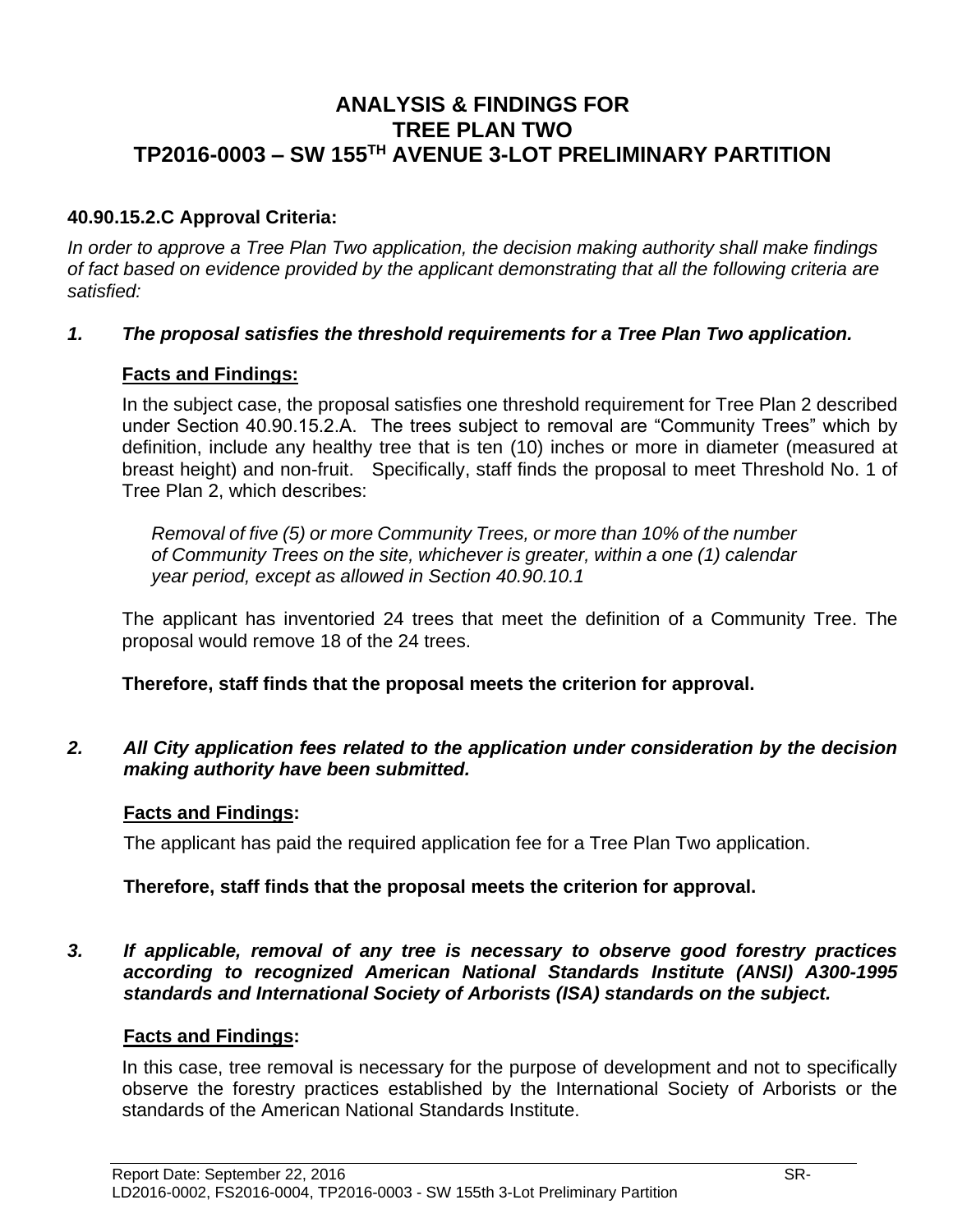# ANALYSIS & FINDINGS FOR TREE PLAN TWO TP2016-0003 – SW 155TH AVENUE 3-LOT PRELIMINARY PARTITION

**40.90.15.2.C Approval Criteria:**

*In order to approve a Tree Plan Two application, the decision making authority shall make findings of fact based on evidence provided by the applicant demonstrating that all the following criteria are satisfied:*

***1. The proposal satisfies the threshold requirements for a Tree Plan Two application.***

**Facts and Findings:**

In the subject case, the proposal satisfies one threshold requirement for Tree Plan 2 described under Section 40.90.15.2.A. The trees subject to removal are "Community Trees" which by definition, include any healthy tree that is ten (10) inches or more in diameter (measured at breast height) and non-fruit. Specifically, staff finds the proposal to meet Threshold No. 1 of Tree Plan 2, which describes:

> *Removal of five (5) or more Community Trees, or more than 10% of the number of Community Trees on the site, whichever is greater, within a one (1) calendar year period, except as allowed in Section 40.90.10.1*

The applicant has inventoried 24 trees that meet the definition of a Community Tree. The proposal would remove 18 of the 24 trees.

**Therefore, staff finds that the proposal meets the criterion for approval.**

***2. All City application fees related to the application under consideration by the decision making authority have been submitted.***

**Facts and Findings:**

The applicant has paid the required application fee for a Tree Plan Two application.

**Therefore, staff finds that the proposal meets the criterion for approval.**

***3. If applicable, removal of any tree is necessary to observe good forestry practices according to recognized American National Standards Institute (ANSI) A300-1995 standards and International Society of Arborists (ISA) standards on the subject.***

**Facts and Findings:**

In this case, tree removal is necessary for the purpose of development and not to specifically observe the forestry practices established by the International Society of Arborists or the standards of the American National Standards Institute.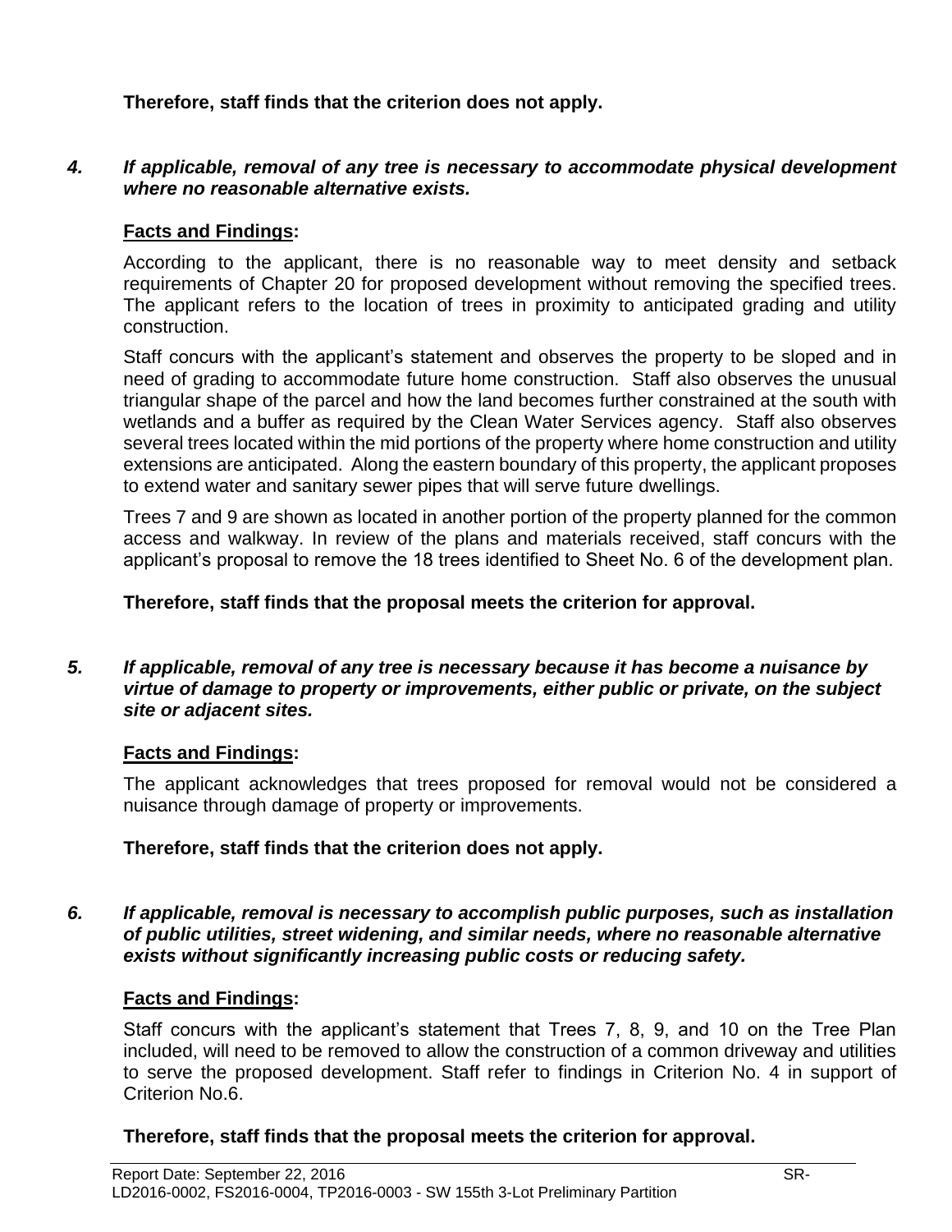**Therefore, staff finds that the criterion does not apply.**

*4. If applicable, removal of any tree is necessary to accommodate physical development where no reasonable alternative exists.*

**Facts and Findings:**

According to the applicant, there is no reasonable way to meet density and setback requirements of Chapter 20 for proposed development without removing the specified trees. The applicant refers to the location of trees in proximity to anticipated grading and utility construction.

Staff concurs with the applicant's statement and observes the property to be sloped and in need of grading to accommodate future home construction. Staff also observes the unusual triangular shape of the parcel and how the land becomes further constrained at the south with wetlands and a buffer as required by the Clean Water Services agency. Staff also observes several trees located within the mid portions of the property where home construction and utility extensions are anticipated. Along the eastern boundary of this property, the applicant proposes to extend water and sanitary sewer pipes that will serve future dwellings.

Trees 7 and 9 are shown as located in another portion of the property planned for the common access and walkway. In review of the plans and materials received, staff concurs with the applicant's proposal to remove the 18 trees identified to Sheet No. 6 of the development plan.

**Therefore, staff finds that the proposal meets the criterion for approval.**

*5. If applicable, removal of any tree is necessary because it has become a nuisance by virtue of damage to property or improvements, either public or private, on the subject site or adjacent sites.*

**Facts and Findings:**

The applicant acknowledges that trees proposed for removal would not be considered a nuisance through damage of property or improvements.

**Therefore, staff finds that the criterion does not apply.**

*6. If applicable, removal is necessary to accomplish public purposes, such as installation of public utilities, street widening, and similar needs, where no reasonable alternative exists without significantly increasing public costs or reducing safety.*

**Facts and Findings:**

Staff concurs with the applicant's statement that Trees 7, 8, 9, and 10 on the Tree Plan included, will need to be removed to allow the construction of a common driveway and utilities to serve the proposed development. Staff refer to findings in Criterion No. 4 in support of Criterion No.6.

**Therefore, staff finds that the proposal meets the criterion for approval.**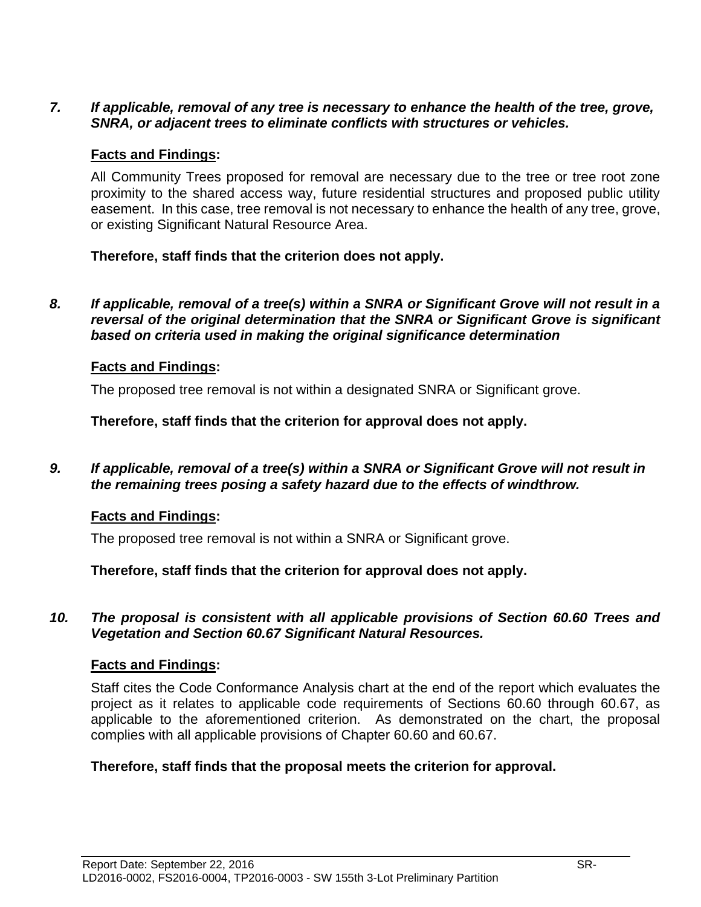7. ***If applicable, removal of any tree is necessary to enhance the health of the tree, grove, SNRA, or adjacent trees to eliminate conflicts with structures or vehicles.***

**Facts and Findings:**

All Community Trees proposed for removal are necessary due to the tree or tree root zone proximity to the shared access way, future residential structures and proposed public utility easement. In this case, tree removal is not necessary to enhance the health of any tree, grove, or existing Significant Natural Resource Area.

**Therefore, staff finds that the criterion does not apply.**

8. ***If applicable, removal of a tree(s) within a SNRA or Significant Grove will not result in a reversal of the original determination that the SNRA or Significant Grove is significant based on criteria used in making the original significance determination***

**Facts and Findings:**

The proposed tree removal is not within a designated SNRA or Significant grove.

**Therefore, staff finds that the criterion for approval does not apply.**

9. ***If applicable, removal of a tree(s) within a SNRA or Significant Grove will not result in the remaining trees posing a safety hazard due to the effects of windthrow.***

**Facts and Findings:**

The proposed tree removal is not within a SNRA or Significant grove.

**Therefore, staff finds that the criterion for approval does not apply.**

10. ***The proposal is consistent with all applicable provisions of Section 60.60 Trees and Vegetation and Section 60.67 Significant Natural Resources.***

**Facts and Findings:**

Staff cites the Code Conformance Analysis chart at the end of the report which evaluates the project as it relates to applicable code requirements of Sections 60.60 through 60.67, as applicable to the aforementioned criterion. As demonstrated on the chart, the proposal complies with all applicable provisions of Chapter 60.60 and 60.67.

**Therefore, staff finds that the proposal meets the criterion for approval.**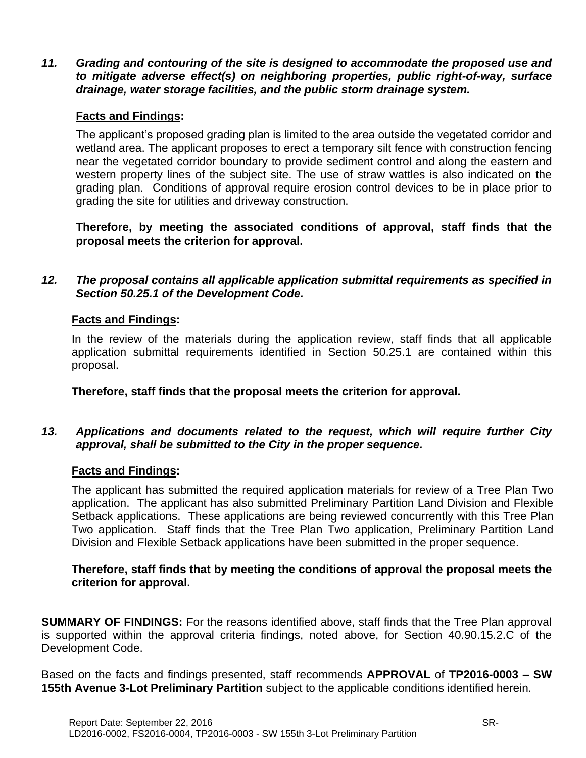***11. Grading and contouring of the site is designed to accommodate the proposed use and to mitigate adverse effect(s) on neighboring properties, public right-of-way, surface drainage, water storage facilities, and the public storm drainage system.***

**Facts and Findings:**

The applicant's proposed grading plan is limited to the area outside the vegetated corridor and wetland area. The applicant proposes to erect a temporary silt fence with construction fencing near the vegetated corridor boundary to provide sediment control and along the eastern and western property lines of the subject site. The use of straw wattles is also indicated on the grading plan. Conditions of approval require erosion control devices to be in place prior to grading the site for utilities and driveway construction.

**Therefore, by meeting the associated conditions of approval, staff finds that the proposal meets the criterion for approval.**

***12. The proposal contains all applicable application submittal requirements as specified in Section 50.25.1 of the Development Code.***

**Facts and Findings:**

In the review of the materials during the application review, staff finds that all applicable application submittal requirements identified in Section 50.25.1 are contained within this proposal.

**Therefore, staff finds that the proposal meets the criterion for approval.**

***13. Applications and documents related to the request, which will require further City approval, shall be submitted to the City in the proper sequence.***

**Facts and Findings:**

The applicant has submitted the required application materials for review of a Tree Plan Two application. The applicant has also submitted Preliminary Partition Land Division and Flexible Setback applications. These applications are being reviewed concurrently with this Tree Plan Two application. Staff finds that the Tree Plan Two application, Preliminary Partition Land Division and Flexible Setback applications have been submitted in the proper sequence.

**Therefore, staff finds that by meeting the conditions of approval the proposal meets the criterion for approval.**

**SUMMARY OF FINDINGS:** For the reasons identified above, staff finds that the Tree Plan approval is supported within the approval criteria findings, noted above, for Section 40.90.15.2.C of the Development Code.

Based on the facts and findings presented, staff recommends **APPROVAL** of **TP2016-0003 – SW 155th Avenue 3-Lot Preliminary Partition** subject to the applicable conditions identified herein.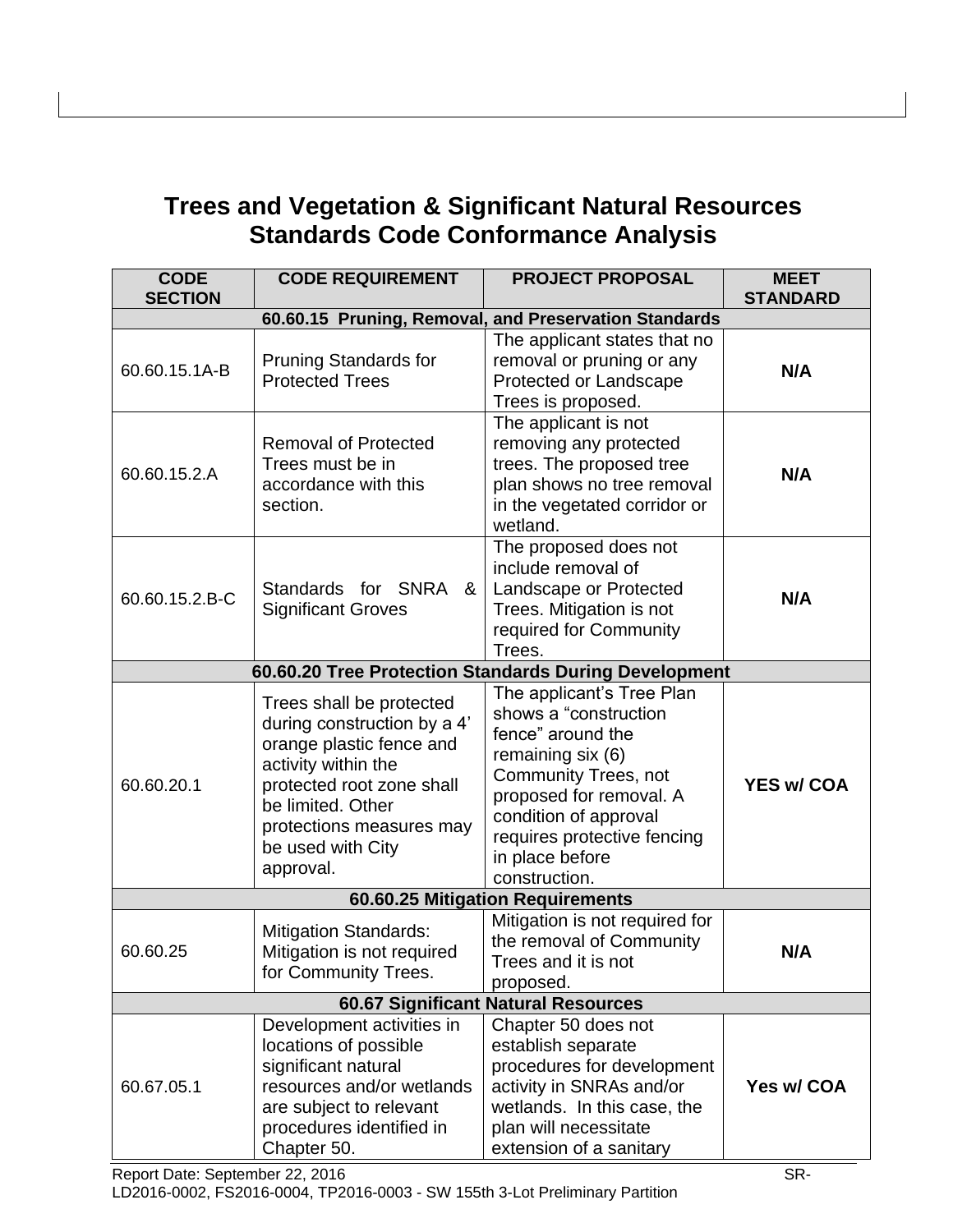# Trees and Vegetation & Significant Natural Resources Standards Code Conformance Analysis

| CODE SECTION | CODE REQUIREMENT | PROJECT PROPOSAL | MEET STANDARD |
|---|---|---|---|
| **60.60.15 Pruning, Removal, and Preservation Standards** | | | |
| 60.60.15.1A-B | Pruning Standards for Protected Trees | The applicant states that no removal or pruning or any Protected or Landscape Trees is proposed. | **N/A** |
| 60.60.15.2.A | Removal of Protected Trees must be in accordance with this section. | The applicant is not removing any protected trees. The proposed tree plan shows no tree removal in the vegetated corridor or wetland. | **N/A** |
| 60.60.15.2.B-C | Standards for SNRA & Significant Groves | The proposed does not include removal of Landscape or Protected Trees. Mitigation is not required for Community Trees. | **N/A** |
| **60.60.20 Tree Protection Standards During Development** | | | |
| 60.60.20.1 | Trees shall be protected during construction by a 4' orange plastic fence and activity within the protected root zone shall be limited. Other protections measures may be used with City approval. | The applicant's Tree Plan shows a "construction fence" around the remaining six (6) Community Trees, not proposed for removal. A condition of approval requires protective fencing in place before construction. | **YES w/ COA** |
| **60.60.25 Mitigation Requirements** | | | |
| 60.60.25 | Mitigation Standards: Mitigation is not required for Community Trees. | Mitigation is not required for the removal of Community Trees and it is not proposed. | **N/A** |
| **60.67 Significant Natural Resources** | | | |
| 60.67.05.1 | Development activities in locations of possible significant natural resources and/or wetlands are subject to relevant procedures identified in Chapter 50. | Chapter 50 does not establish separate procedures for development activity in SNRAs and/or wetlands. In this case, the plan will necessitate extension of a sanitary | **Yes w/ COA** |

Report Date: September 22, 2016 SR-
LD2016-0002, FS2016-0004, TP2016-0003 - SW 155th 3-Lot Preliminary Partition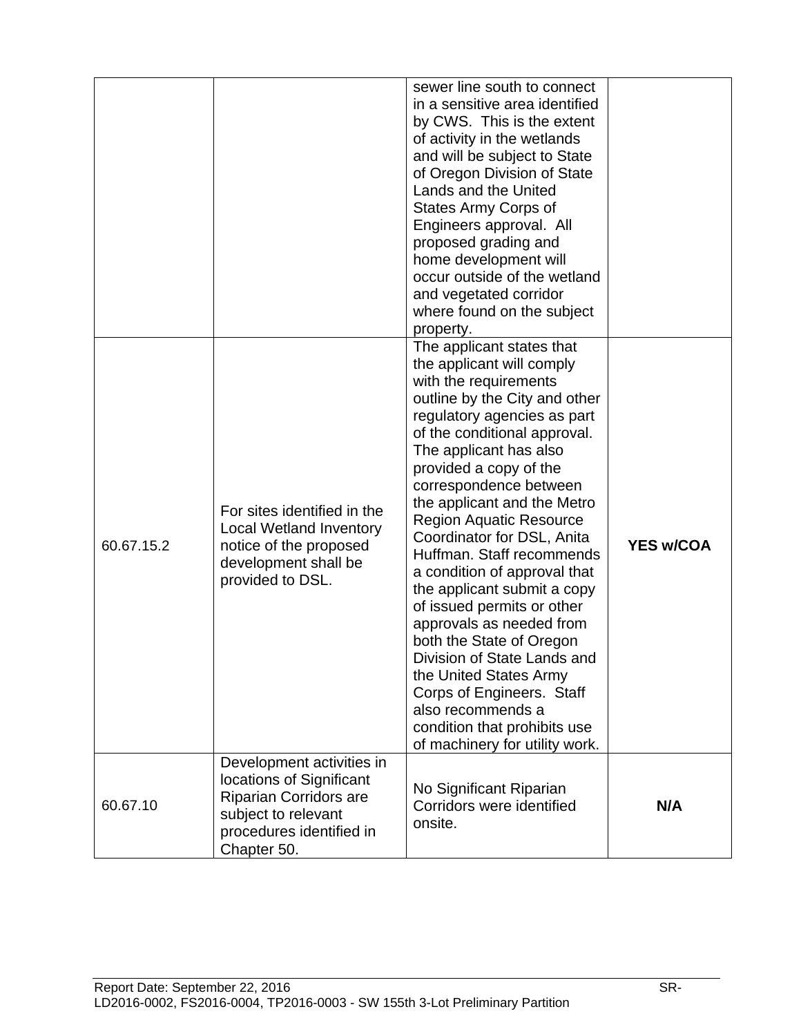|  |  |  |  |
|---|---|---|---|
|  |  | sewer line south to connect in a sensitive area identified by CWS. This is the extent of activity in the wetlands and will be subject to State of Oregon Division of State Lands and the United States Army Corps of Engineers approval. All proposed grading and home development will occur outside of the wetland and vegetated corridor where found on the subject property. |  |
| 60.67.15.2 | For sites identified in the Local Wetland Inventory notice of the proposed development shall be provided to DSL. | The applicant states that the applicant will comply with the requirements outline by the City and other regulatory agencies as part of the conditional approval. The applicant has also provided a copy of the correspondence between the applicant and the Metro Region Aquatic Resource Coordinator for DSL, Anita Huffman. Staff recommends a condition of approval that the applicant submit a copy of issued permits or other approvals as needed from both the State of Oregon Division of State Lands and the United States Army Corps of Engineers. Staff also recommends a condition that prohibits use of machinery for utility work. | **YES w/COA** |
| 60.67.10 | Development activities in locations of Significant Riparian Corridors are subject to relevant procedures identified in Chapter 50. | No Significant Riparian Corridors were identified onsite. | **N/A** |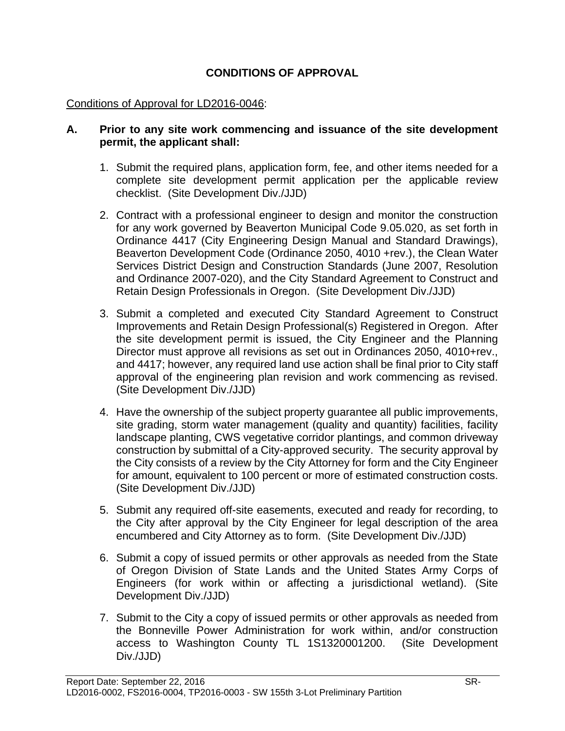## CONDITIONS OF APPROVAL

Conditions of Approval for LD2016-0046:

**A. Prior to any site work commencing and issuance of the site development permit, the applicant shall:**

1. Submit the required plans, application form, fee, and other items needed for a complete site development permit application per the applicable review checklist. (Site Development Div./JJD)

2. Contract with a professional engineer to design and monitor the construction for any work governed by Beaverton Municipal Code 9.05.020, as set forth in Ordinance 4417 (City Engineering Design Manual and Standard Drawings), Beaverton Development Code (Ordinance 2050, 4010 +rev.), the Clean Water Services District Design and Construction Standards (June 2007, Resolution and Ordinance 2007-020), and the City Standard Agreement to Construct and Retain Design Professionals in Oregon. (Site Development Div./JJD)

3. Submit a completed and executed City Standard Agreement to Construct Improvements and Retain Design Professional(s) Registered in Oregon. After the site development permit is issued, the City Engineer and the Planning Director must approve all revisions as set out in Ordinances 2050, 4010+rev., and 4417; however, any required land use action shall be final prior to City staff approval of the engineering plan revision and work commencing as revised. (Site Development Div./JJD)

4. Have the ownership of the subject property guarantee all public improvements, site grading, storm water management (quality and quantity) facilities, facility landscape planting, CWS vegetative corridor plantings, and common driveway construction by submittal of a City-approved security. The security approval by the City consists of a review by the City Attorney for form and the City Engineer for amount, equivalent to 100 percent or more of estimated construction costs. (Site Development Div./JJD)

5. Submit any required off-site easements, executed and ready for recording, to the City after approval by the City Engineer for legal description of the area encumbered and City Attorney as to form. (Site Development Div./JJD)

6. Submit a copy of issued permits or other approvals as needed from the State of Oregon Division of State Lands and the United States Army Corps of Engineers (for work within or affecting a jurisdictional wetland). (Site Development Div./JJD)

7. Submit to the City a copy of issued permits or other approvals as needed from the Bonneville Power Administration for work within, and/or construction access to Washington County TL 1S1320001200. (Site Development Div./JJD)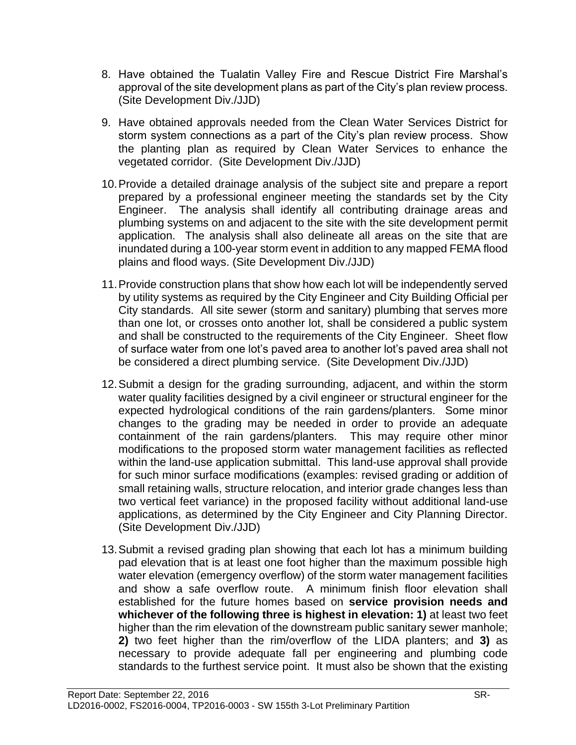8. Have obtained the Tualatin Valley Fire and Rescue District Fire Marshal's approval of the site development plans as part of the City's plan review process. (Site Development Div./JJD)

9. Have obtained approvals needed from the Clean Water Services District for storm system connections as a part of the City's plan review process. Show the planting plan as required by Clean Water Services to enhance the vegetated corridor. (Site Development Div./JJD)

10. Provide a detailed drainage analysis of the subject site and prepare a report prepared by a professional engineer meeting the standards set by the City Engineer. The analysis shall identify all contributing drainage areas and plumbing systems on and adjacent to the site with the site development permit application. The analysis shall also delineate all areas on the site that are inundated during a 100-year storm event in addition to any mapped FEMA flood plains and flood ways. (Site Development Div./JJD)

11. Provide construction plans that show how each lot will be independently served by utility systems as required by the City Engineer and City Building Official per City standards. All site sewer (storm and sanitary) plumbing that serves more than one lot, or crosses onto another lot, shall be considered a public system and shall be constructed to the requirements of the City Engineer. Sheet flow of surface water from one lot's paved area to another lot's paved area shall not be considered a direct plumbing service. (Site Development Div./JJD)

12. Submit a design for the grading surrounding, adjacent, and within the storm water quality facilities designed by a civil engineer or structural engineer for the expected hydrological conditions of the rain gardens/planters. Some minor changes to the grading may be needed in order to provide an adequate containment of the rain gardens/planters. This may require other minor modifications to the proposed storm water management facilities as reflected within the land-use application submittal. This land-use approval shall provide for such minor surface modifications (examples: revised grading or addition of small retaining walls, structure relocation, and interior grade changes less than two vertical feet variance) in the proposed facility without additional land-use applications, as determined by the City Engineer and City Planning Director. (Site Development Div./JJD)

13. Submit a revised grading plan showing that each lot has a minimum building pad elevation that is at least one foot higher than the maximum possible high water elevation (emergency overflow) of the storm water management facilities and show a safe overflow route. A minimum finish floor elevation shall established for the future homes based on **service provision needs and whichever of the following three is highest in elevation: 1)** at least two feet higher than the rim elevation of the downstream public sanitary sewer manhole; **2)** two feet higher than the rim/overflow of the LIDA planters; and **3)** as necessary to provide adequate fall per engineering and plumbing code standards to the furthest service point. It must also be shown that the existing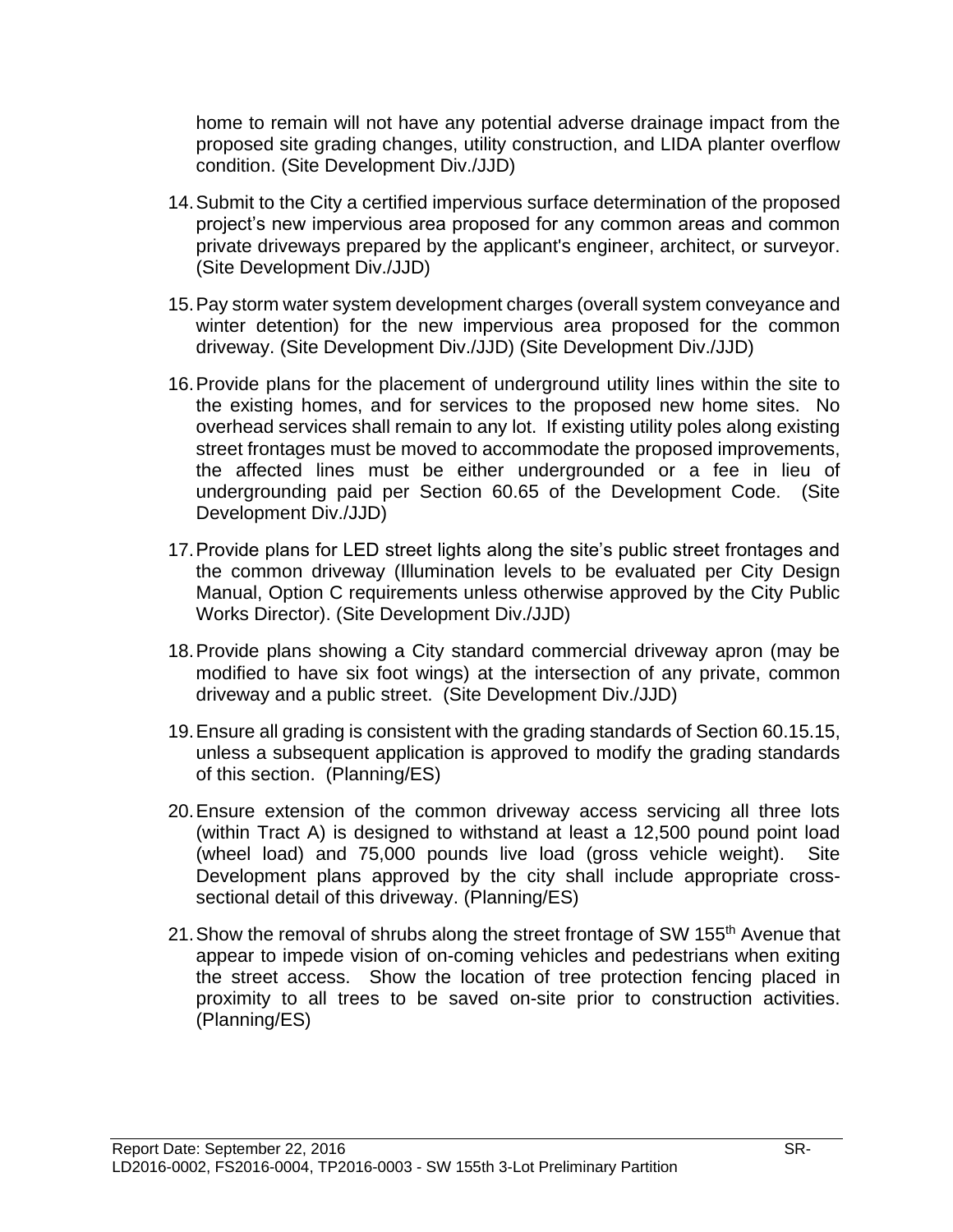home to remain will not have any potential adverse drainage impact from the proposed site grading changes, utility construction, and LIDA planter overflow condition. (Site Development Div./JJD)

14. Submit to the City a certified impervious surface determination of the proposed project's new impervious area proposed for any common areas and common private driveways prepared by the applicant's engineer, architect, or surveyor. (Site Development Div./JJD)

15. Pay storm water system development charges (overall system conveyance and winter detention) for the new impervious area proposed for the common driveway. (Site Development Div./JJD) (Site Development Div./JJD)

16. Provide plans for the placement of underground utility lines within the site to the existing homes, and for services to the proposed new home sites. No overhead services shall remain to any lot. If existing utility poles along existing street frontages must be moved to accommodate the proposed improvements, the affected lines must be either undergrounded or a fee in lieu of undergrounding paid per Section 60.65 of the Development Code. (Site Development Div./JJD)

17. Provide plans for LED street lights along the site's public street frontages and the common driveway (Illumination levels to be evaluated per City Design Manual, Option C requirements unless otherwise approved by the City Public Works Director). (Site Development Div./JJD)

18. Provide plans showing a City standard commercial driveway apron (may be modified to have six foot wings) at the intersection of any private, common driveway and a public street. (Site Development Div./JJD)

19. Ensure all grading is consistent with the grading standards of Section 60.15.15, unless a subsequent application is approved to modify the grading standards of this section. (Planning/ES)

20. Ensure extension of the common driveway access servicing all three lots (within Tract A) is designed to withstand at least a 12,500 pound point load (wheel load) and 75,000 pounds live load (gross vehicle weight). Site Development plans approved by the city shall include appropriate cross-sectional detail of this driveway. (Planning/ES)

21. Show the removal of shrubs along the street frontage of SW 155th Avenue that appear to impede vision of on-coming vehicles and pedestrians when exiting the street access. Show the location of tree protection fencing placed in proximity to all trees to be saved on-site prior to construction activities. (Planning/ES)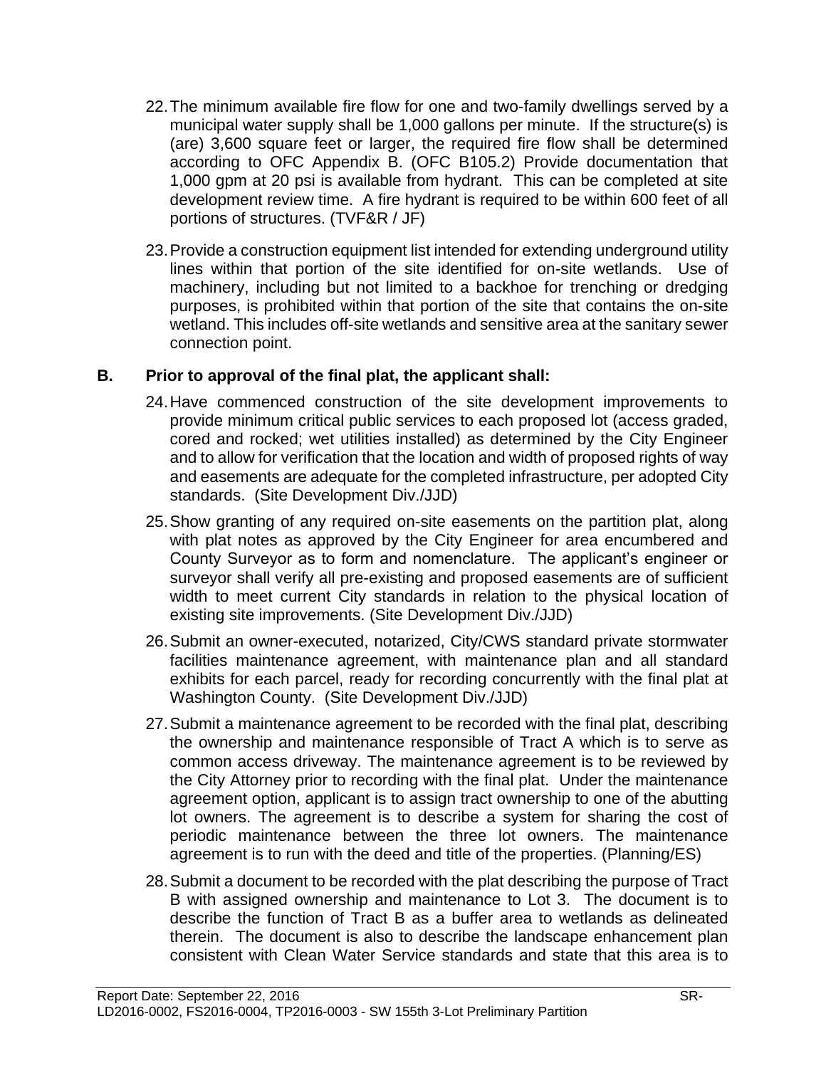22. The minimum available fire flow for one and two-family dwellings served by a municipal water supply shall be 1,000 gallons per minute. If the structure(s) is (are) 3,600 square feet or larger, the required fire flow shall be determined according to OFC Appendix B. (OFC B105.2) Provide documentation that 1,000 gpm at 20 psi is available from hydrant. This can be completed at site development review time. A fire hydrant is required to be within 600 feet of all portions of structures. (TVF&R / JF)

23. Provide a construction equipment list intended for extending underground utility lines within that portion of the site identified for on-site wetlands. Use of machinery, including but not limited to a backhoe for trenching or dredging purposes, is prohibited within that portion of the site that contains the on-site wetland. This includes off-site wetlands and sensitive area at the sanitary sewer connection point.

**B. Prior to approval of the final plat, the applicant shall:**

24. Have commenced construction of the site development improvements to provide minimum critical public services to each proposed lot (access graded, cored and rocked; wet utilities installed) as determined by the City Engineer and to allow for verification that the location and width of proposed rights of way and easements are adequate for the completed infrastructure, per adopted City standards. (Site Development Div./JJD)

25. Show granting of any required on-site easements on the partition plat, along with plat notes as approved by the City Engineer for area encumbered and County Surveyor as to form and nomenclature. The applicant's engineer or surveyor shall verify all pre-existing and proposed easements are of sufficient width to meet current City standards in relation to the physical location of existing site improvements. (Site Development Div./JJD)

26. Submit an owner-executed, notarized, City/CWS standard private stormwater facilities maintenance agreement, with maintenance plan and all standard exhibits for each parcel, ready for recording concurrently with the final plat at Washington County. (Site Development Div./JJD)

27. Submit a maintenance agreement to be recorded with the final plat, describing the ownership and maintenance responsible of Tract A which is to serve as common access driveway. The maintenance agreement is to be reviewed by the City Attorney prior to recording with the final plat. Under the maintenance agreement option, applicant is to assign tract ownership to one of the abutting lot owners. The agreement is to describe a system for sharing the cost of periodic maintenance between the three lot owners. The maintenance agreement is to run with the deed and title of the properties. (Planning/ES)

28. Submit a document to be recorded with the plat describing the purpose of Tract B with assigned ownership and maintenance to Lot 3. The document is to describe the function of Tract B as a buffer area to wetlands as delineated therein. The document is also to describe the landscape enhancement plan consistent with Clean Water Service standards and state that this area is to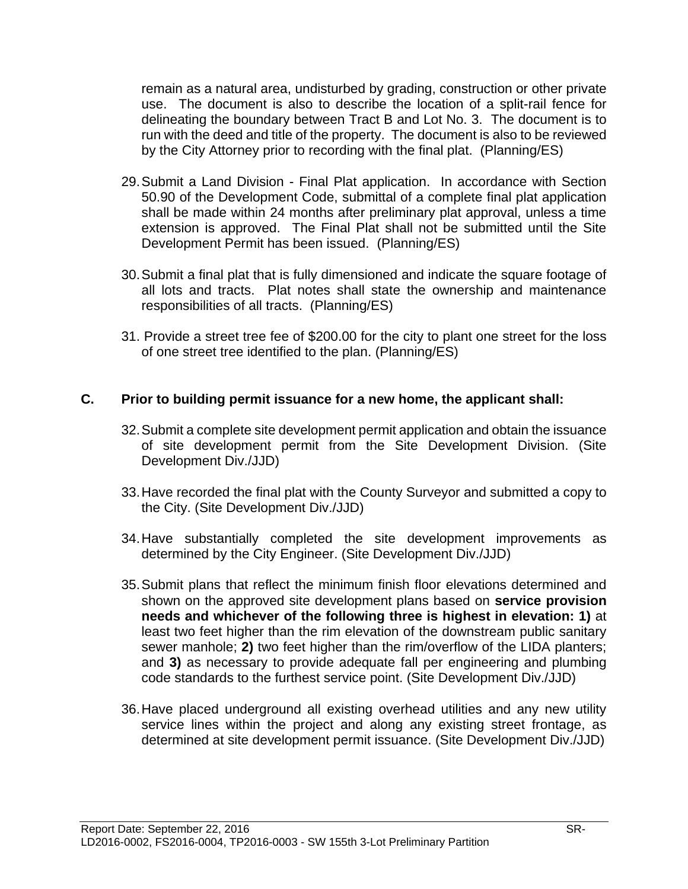remain as a natural area, undisturbed by grading, construction or other private use. The document is also to describe the location of a split-rail fence for delineating the boundary between Tract B and Lot No. 3. The document is to run with the deed and title of the property. The document is also to be reviewed by the City Attorney prior to recording with the final plat. (Planning/ES)

29. Submit a Land Division - Final Plat application. In accordance with Section 50.90 of the Development Code, submittal of a complete final plat application shall be made within 24 months after preliminary plat approval, unless a time extension is approved. The Final Plat shall not be submitted until the Site Development Permit has been issued. (Planning/ES)

30. Submit a final plat that is fully dimensioned and indicate the square footage of all lots and tracts. Plat notes shall state the ownership and maintenance responsibilities of all tracts. (Planning/ES)

31. Provide a street tree fee of $200.00 for the city to plant one street for the loss of one street tree identified to the plan. (Planning/ES)

**C. Prior to building permit issuance for a new home, the applicant shall:**

32. Submit a complete site development permit application and obtain the issuance of site development permit from the Site Development Division. (Site Development Div./JJD)

33. Have recorded the final plat with the County Surveyor and submitted a copy to the City. (Site Development Div./JJD)

34. Have substantially completed the site development improvements as determined by the City Engineer. (Site Development Div./JJD)

35. Submit plans that reflect the minimum finish floor elevations determined and shown on the approved site development plans based on **service provision needs and whichever of the following three is highest in elevation: 1)** at least two feet higher than the rim elevation of the downstream public sanitary sewer manhole; **2)** two feet higher than the rim/overflow of the LIDA planters; and **3)** as necessary to provide adequate fall per engineering and plumbing code standards to the furthest service point. (Site Development Div./JJD)

36. Have placed underground all existing overhead utilities and any new utility service lines within the project and along any existing street frontage, as determined at site development permit issuance. (Site Development Div./JJD)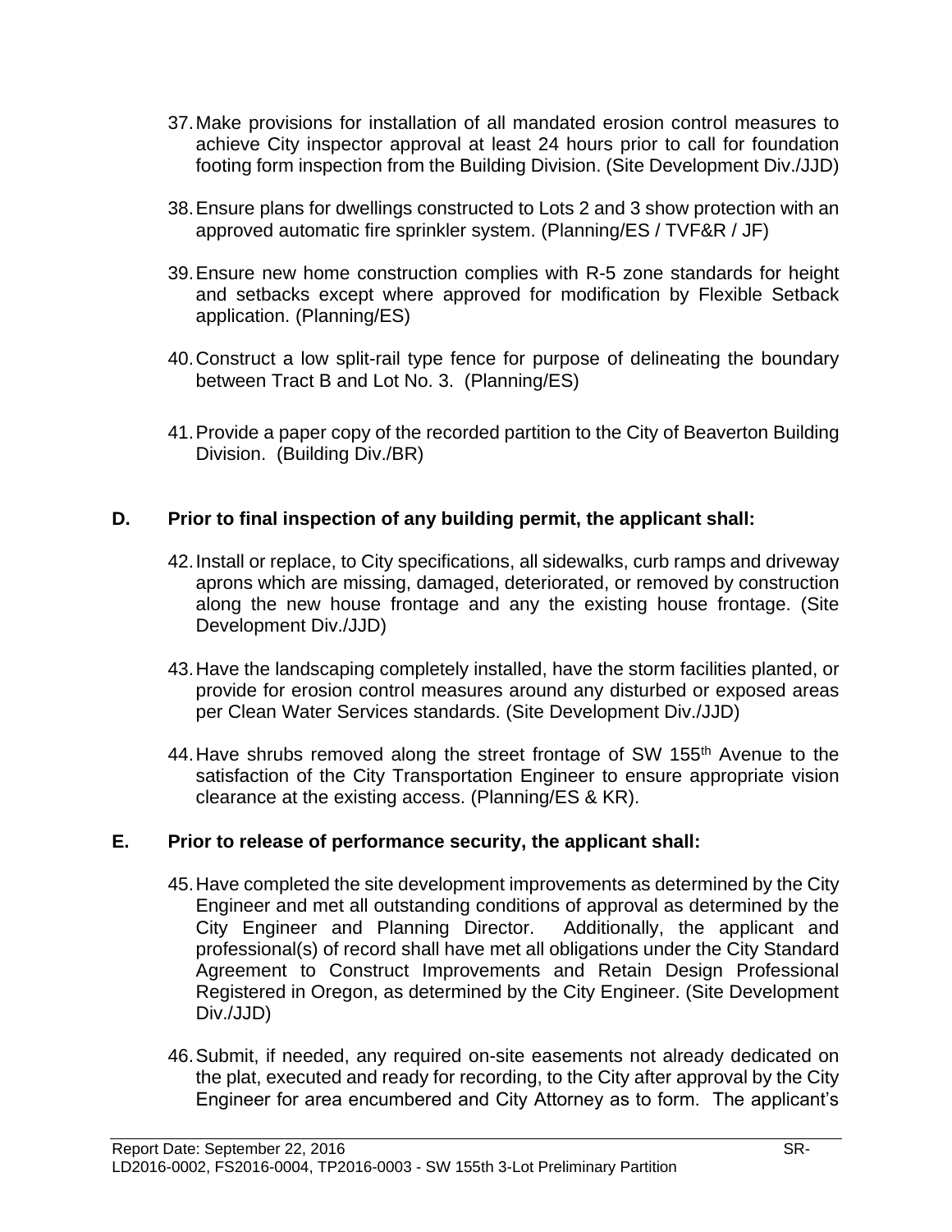37. Make provisions for installation of all mandated erosion control measures to achieve City inspector approval at least 24 hours prior to call for foundation footing form inspection from the Building Division. (Site Development Div./JJD)

38. Ensure plans for dwellings constructed to Lots 2 and 3 show protection with an approved automatic fire sprinkler system. (Planning/ES / TVF&R / JF)

39. Ensure new home construction complies with R-5 zone standards for height and setbacks except where approved for modification by Flexible Setback application. (Planning/ES)

40. Construct a low split-rail type fence for purpose of delineating the boundary between Tract B and Lot No. 3. (Planning/ES)

41. Provide a paper copy of the recorded partition to the City of Beaverton Building Division. (Building Div./BR)

**D. Prior to final inspection of any building permit, the applicant shall:**

42. Install or replace, to City specifications, all sidewalks, curb ramps and driveway aprons which are missing, damaged, deteriorated, or removed by construction along the new house frontage and any the existing house frontage. (Site Development Div./JJD)

43. Have the landscaping completely installed, have the storm facilities planted, or provide for erosion control measures around any disturbed or exposed areas per Clean Water Services standards. (Site Development Div./JJD)

44. Have shrubs removed along the street frontage of SW 155th Avenue to the satisfaction of the City Transportation Engineer to ensure appropriate vision clearance at the existing access. (Planning/ES & KR).

**E. Prior to release of performance security, the applicant shall:**

45. Have completed the site development improvements as determined by the City Engineer and met all outstanding conditions of approval as determined by the City Engineer and Planning Director. Additionally, the applicant and professional(s) of record shall have met all obligations under the City Standard Agreement to Construct Improvements and Retain Design Professional Registered in Oregon, as determined by the City Engineer. (Site Development Div./JJD)

46. Submit, if needed, any required on-site easements not already dedicated on the plat, executed and ready for recording, to the City after approval by the City Engineer for area encumbered and City Attorney as to form. The applicant's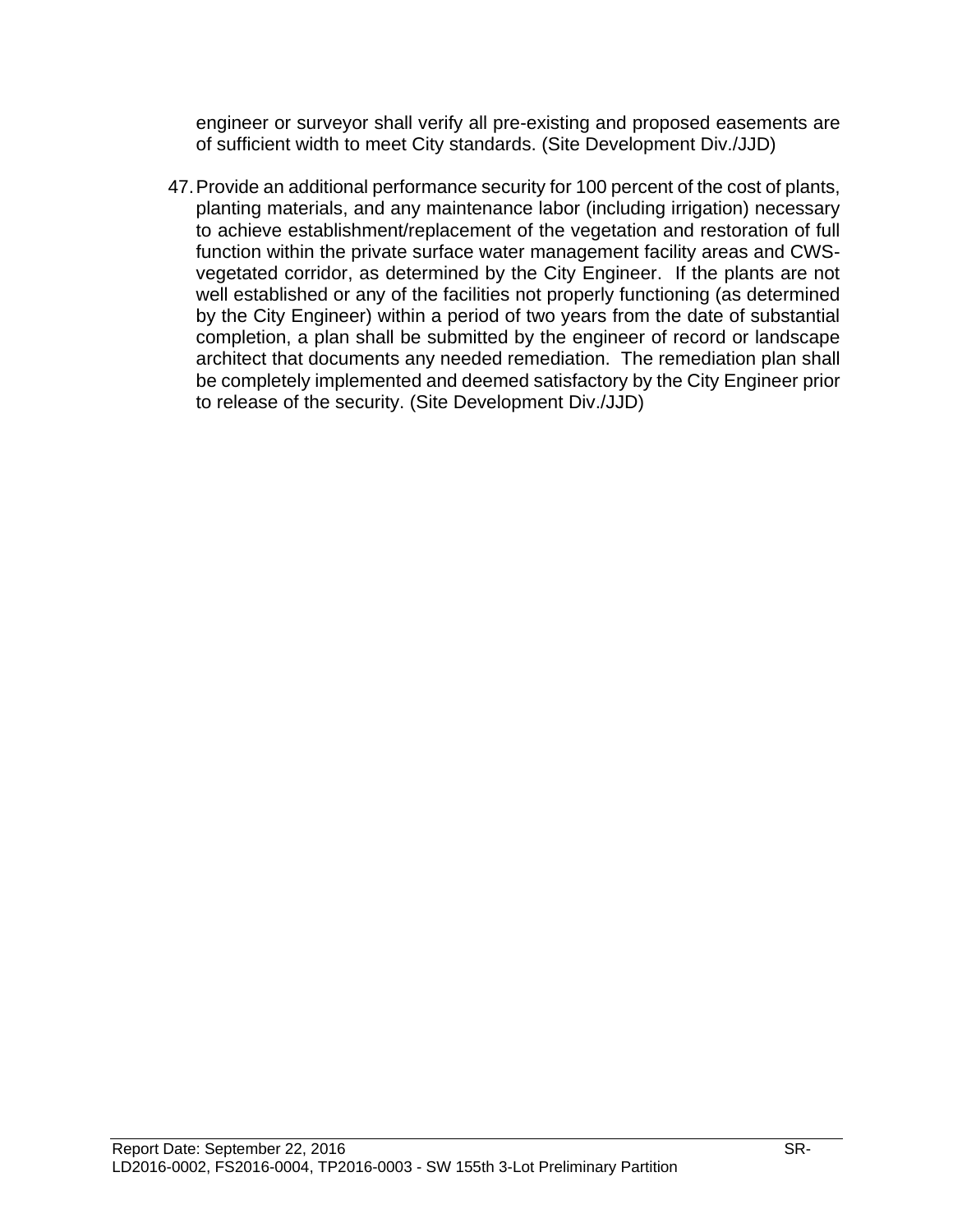engineer or surveyor shall verify all pre-existing and proposed easements are of sufficient width to meet City standards. (Site Development Div./JJD)

47. Provide an additional performance security for 100 percent of the cost of plants, planting materials, and any maintenance labor (including irrigation) necessary to achieve establishment/replacement of the vegetation and restoration of full function within the private surface water management facility areas and CWS-vegetated corridor, as determined by the City Engineer. If the plants are not well established or any of the facilities not properly functioning (as determined by the City Engineer) within a period of two years from the date of substantial completion, a plan shall be submitted by the engineer of record or landscape architect that documents any needed remediation. The remediation plan shall be completely implemented and deemed satisfactory by the City Engineer prior to release of the security. (Site Development Div./JJD)